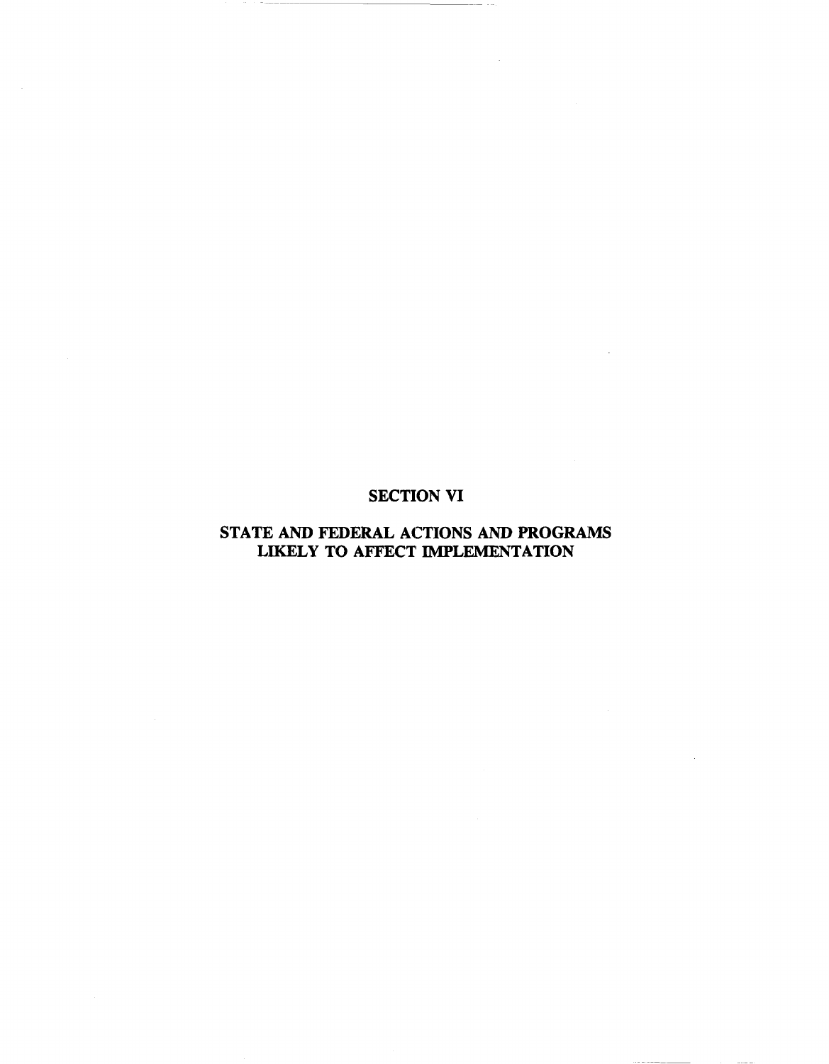# SECTION VI

## STATE AND FEDERAL ACTIONS AND PROGRAMS LIKELY TO AFFECT IMPLEMENTATION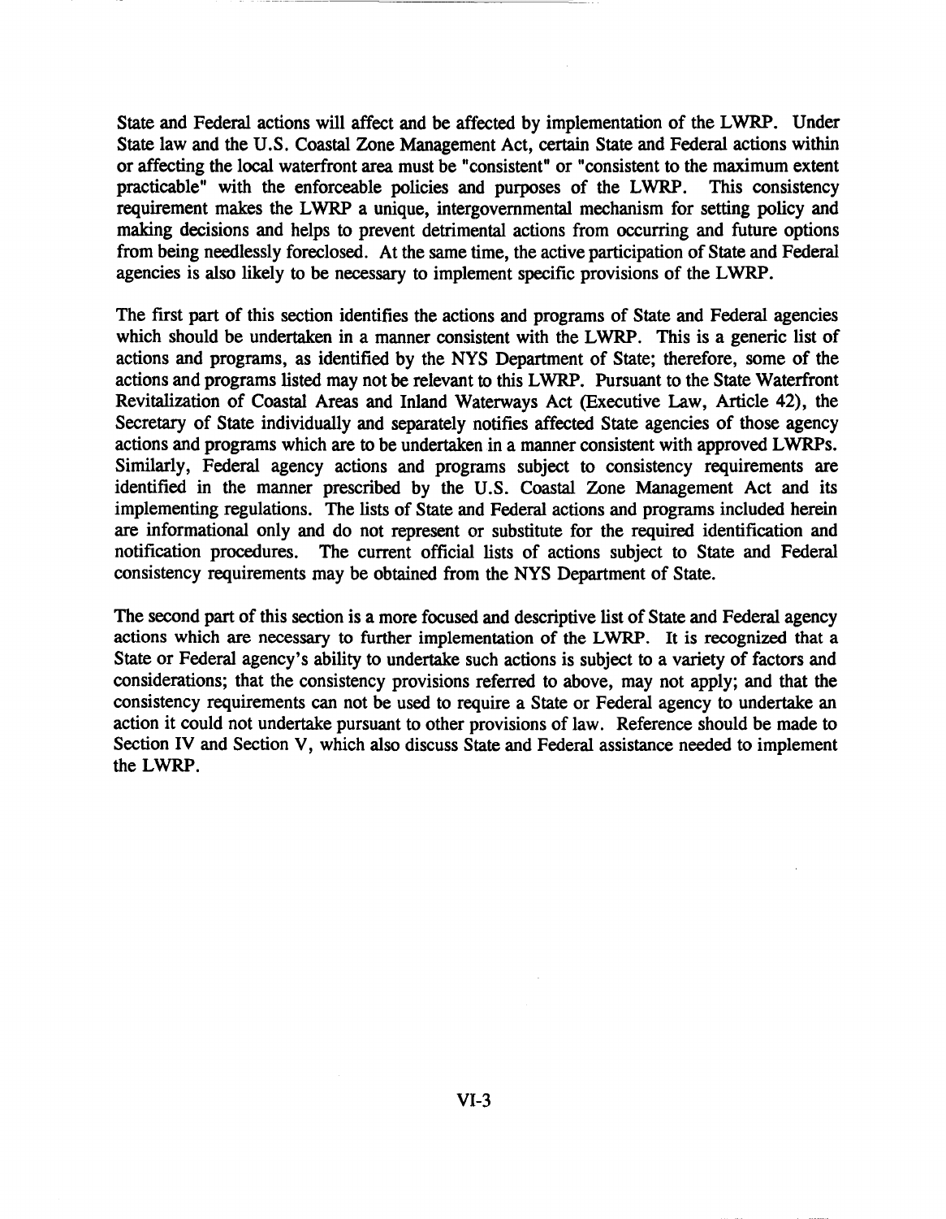State and Federal actions will affect and be affected by implementation of the LWRP. Under State law and the U.S. Coastal Zone Management Act, certain State and Federal actions within or affecting the local waterfront area must be "consistent" or "consistent to the maximum extent practicable" with the enforceable policies and purposes of the LWRP. This consistency requirement makes the LWRP a unique, intergovernmental mechanism for setting policy and making decisions and helps to prevent detrimental actions from occurring and future options from being needlessly foreclosed. At the same time, the active participation of State and Federal agencies is also likely to be necessary to implement specific provisions of the LWRP.

The first part of this section identifies the actions and programs of State and Federal agencies which should be undertaken in a manner consistent with the LWRP. This is a generic list of actions and programs, as identified by the NYS Department of State; therefore, some of the actions and programs listed may not be relevant to this LWRP. Pursuant to the State Waterfront Revitalization of Coastal Areas and Inland Waterways Act (Executive Law, Article 42), the Secretary of State individually and separately notifies affected State agencies of those agency actions and programs which are to be undertaken in a manner consistent with approved LWRPs. Similarly, Federal agency actions and programs subject to consistency requirements are identified in the manner prescribed by the U.S. Coastal Zone Management Act and its implementing regulations. The lists of State and Federal actions and programs included herein are informational only and do not represent or substitute for the required identification and notification procedures. The current official lists of actions subject to State and Federal consistency requirements may be obtained from the NYS Department of State.

The second part of this section is a more focused and descriptive list of State and Federal agency actions which are necessary to further implementation of the LWRP. It is recognized that a State or Federal agency's ability to undertake such actions is subject to a variety of factors and considerations; that the consistency provisions referred to above, may not apply; and that the consistency requirements can not be used to require a State or Federal agency to undertake an action it could not undertake pursuant to other provisions of law. Reference should be made to Section IV and Section V, which also discuss State and Federal assistance needed to implement the LWRP.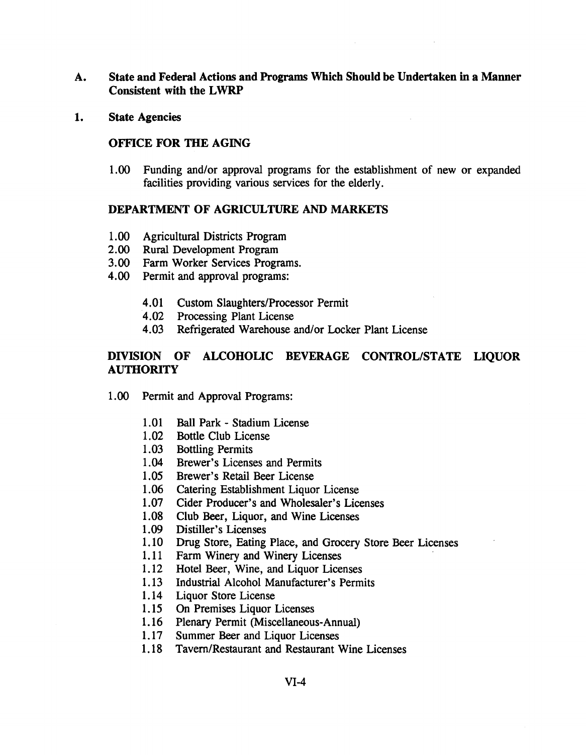## A. State and Federal Actions and Programs Which Should be Undertaken in a Manner Consistent with the LWRP

### 1. State Agencies

#### OFFICE FOR THE AGING

1.00 Funding and/or approval programs for the establishment of new or expanded facilities providing various services for the elderly.

#### DEPARTMENT OF AGRICULTURE AND MARKETS

1.00 Agricultural Districts Program
2.00 Rural Development Program
3.00 Farm Worker Services Programs.
4.00 Permit and approval programs:

- 4.01 Custom Slaughters/Processor Permit
- 4.02 Processing Plant License
- 4.03 Refrigerated Warehouse and/or Locker Plant License

#### DIVISION OF ALCOHOLIC BEVERAGE CONTROL/STATE LIQUOR AUTHORITY

1.00 Permit and Approval Programs:

- 1.01 Ball Park - Stadium License
- 1.02 Bottle Club License
- 1.03 Bottling Permits
- 1.04 Brewer's Licenses and Permits
- 1.05 Brewer's Retail Beer License
- 1.06 Catering Establishment Liquor License
- 1.07 Cider Producer's and Wholesaler's Licenses
- 1.08 Club Beer, Liquor, and Wine Licenses
- 1.09 Distiller's Licenses
- 1.10 Drug Store, Eating Place, and Grocery Store Beer Licenses
- 1.11 Farm Winery and Winery Licenses
- 1.12 Hotel Beer, Wine, and Liquor Licenses
- 1.13 Industrial Alcohol Manufacturer's Permits
- 1.14 Liquor Store License
- 1.15 On Premises Liquor Licenses
- 1.16 Plenary Permit (Miscellaneous-Annual)
- 1.17 Summer Beer and Liquor Licenses
- 1.18 Tavern/Restaurant and Restaurant Wine Licenses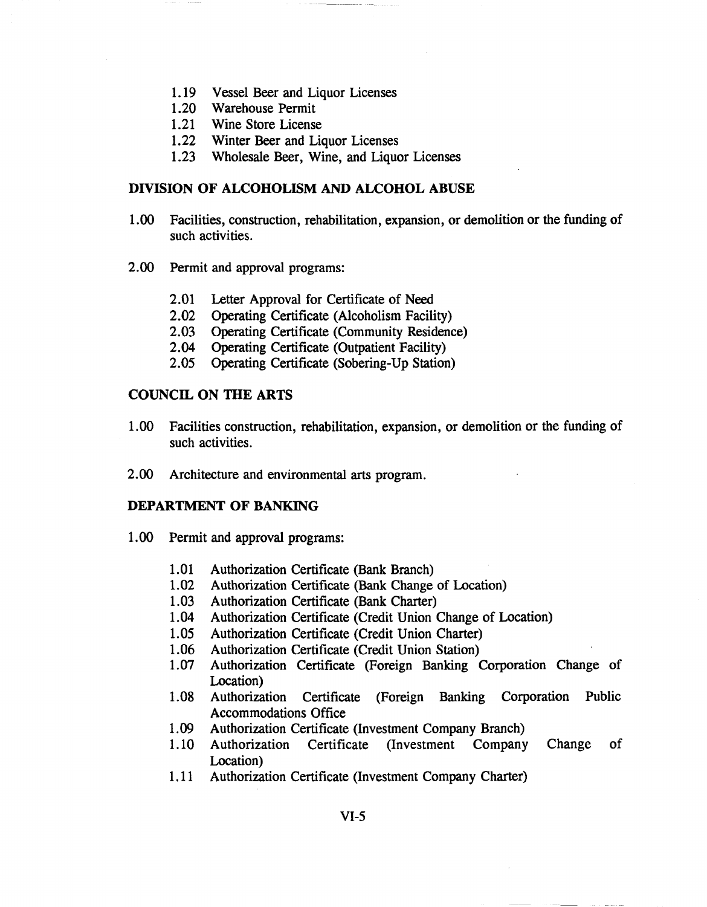- 1.19 Vessel Beer and Liquor Licenses
- 1.20 Warehouse Permit
- 1.21 Wine Store License
- 1.22 Winter Beer and Liquor Licenses
- 1.23 Wholesale Beer, Wine, and Liquor Licenses

## DIVISION OF ALCOHOLISM AND ALCOHOL ABUSE

1.00 Facilities, construction, rehabilitation, expansion, or demolition or the funding of such activities.

2.00 Permit and approval programs:

- 2.01 Letter Approval for Certificate of Need
- 2.02 Operating Certificate (Alcoholism Facility)
- 2.03 Operating Certificate (Community Residence)
- 2.04 Operating Certificate (Outpatient Facility)
- 2.05 Operating Certificate (Sobering-Up Station)

## COUNCIL ON THE ARTS

1.00 Facilities construction, rehabilitation, expansion, or demolition or the funding of such activities.

2.00 Architecture and environmental arts program.

## DEPARTMENT OF BANKING

1.00 Permit and approval programs:

- 1.01 Authorization Certificate (Bank Branch)
- 1.02 Authorization Certificate (Bank Change of Location)
- 1.03 Authorization Certificate (Bank Charter)
- 1.04 Authorization Certificate (Credit Union Change of Location)
- 1.05 Authorization Certificate (Credit Union Charter)
- 1.06 Authorization Certificate (Credit Union Station)
- 1.07 Authorization Certificate (Foreign Banking Corporation Change of Location)
- 1.08 Authorization Certificate (Foreign Banking Corporation Public Accommodations Office
- 1.09 Authorization Certificate (Investment Company Branch)
- 1.10 Authorization Certificate (Investment Company Change of Location)
- 1.11 Authorization Certificate (Investment Company Charter)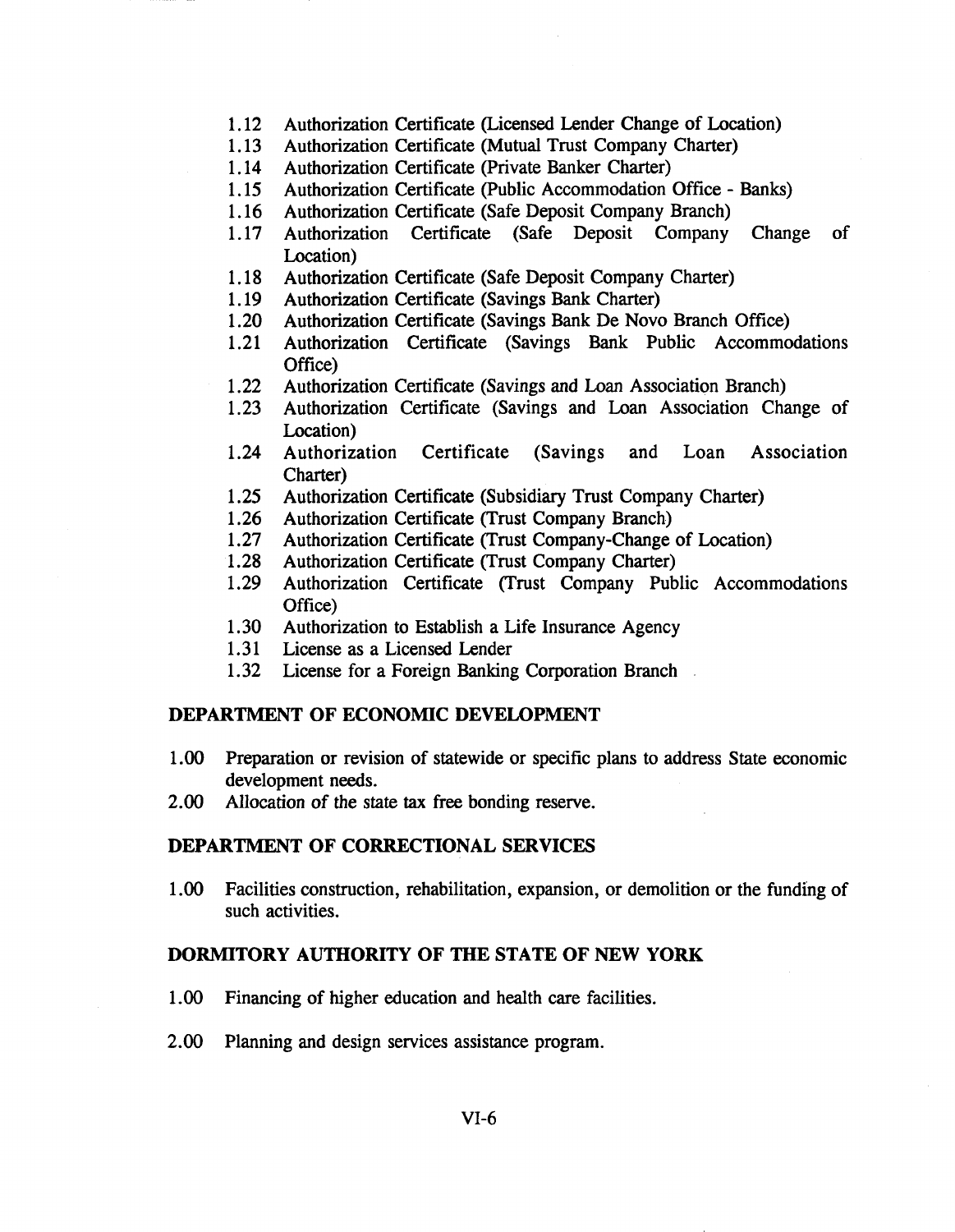1.12 Authorization Certificate (Licensed Lender Change of Location)
1.13 Authorization Certificate (Mutual Trust Company Charter)
1.14 Authorization Certificate (Private Banker Charter)
1.15 Authorization Certificate (Public Accommodation Office - Banks)
1.16 Authorization Certificate (Safe Deposit Company Branch)
1.17 Authorization Certificate (Safe Deposit Company Change of Location)
1.18 Authorization Certificate (Safe Deposit Company Charter)
1.19 Authorization Certificate (Savings Bank Charter)
1.20 Authorization Certificate (Savings Bank De Novo Branch Office)
1.21 Authorization Certificate (Savings Bank Public Accommodations Office)
1.22 Authorization Certificate (Savings and Loan Association Branch)
1.23 Authorization Certificate (Savings and Loan Association Change of Location)
1.24 Authorization Certificate (Savings and Loan Association Charter)
1.25 Authorization Certificate (Subsidiary Trust Company Charter)
1.26 Authorization Certificate (Trust Company Branch)
1.27 Authorization Certificate (Trust Company-Change of Location)
1.28 Authorization Certificate (Trust Company Charter)
1.29 Authorization Certificate (Trust Company Public Accommodations Office)
1.30 Authorization to Establish a Life Insurance Agency
1.31 License as a Licensed Lender
1.32 License for a Foreign Banking Corporation Branch

**DEPARTMENT OF ECONOMIC DEVELOPMENT**

1.00 Preparation or revision of statewide or specific plans to address State economic development needs.
2.00 Allocation of the state tax free bonding reserve.

**DEPARTMENT OF CORRECTIONAL SERVICES**

1.00 Facilities construction, rehabilitation, expansion, or demolition or the funding of such activities.

**DORMITORY AUTHORITY OF THE STATE OF NEW YORK**

1.00 Financing of higher education and health care facilities.

2.00 Planning and design services assistance program.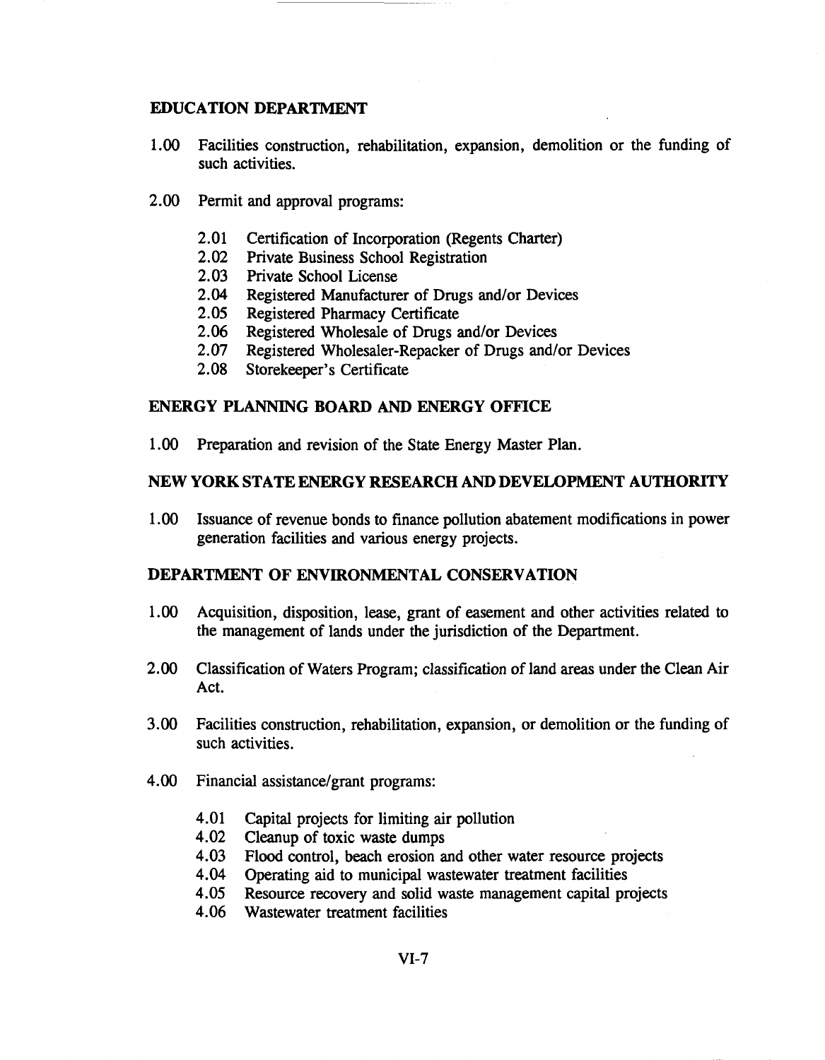## EDUCATION DEPARTMENT

1.00 Facilities construction, rehabilitation, expansion, demolition or the funding of such activities.

2.00 Permit and approval programs:

   2.01 Certification of Incorporation (Regents Charter)
   2.02 Private Business School Registration
   2.03 Private School License
   2.04 Registered Manufacturer of Drugs and/or Devices
   2.05 Registered Pharmacy Certificate
   2.06 Registered Wholesale of Drugs and/or Devices
   2.07 Registered Wholesaler-Repacker of Drugs and/or Devices
   2.08 Storekeeper's Certificate

## ENERGY PLANNING BOARD AND ENERGY OFFICE

1.00 Preparation and revision of the State Energy Master Plan.

## NEW YORK STATE ENERGY RESEARCH AND DEVELOPMENT AUTHORITY

1.00 Issuance of revenue bonds to finance pollution abatement modifications in power generation facilities and various energy projects.

## DEPARTMENT OF ENVIRONMENTAL CONSERVATION

1.00 Acquisition, disposition, lease, grant of easement and other activities related to the management of lands under the jurisdiction of the Department.

2.00 Classification of Waters Program; classification of land areas under the Clean Air Act.

3.00 Facilities construction, rehabilitation, expansion, or demolition or the funding of such activities.

4.00 Financial assistance/grant programs:

   4.01 Capital projects for limiting air pollution
   4.02 Cleanup of toxic waste dumps
   4.03 Flood control, beach erosion and other water resource projects
   4.04 Operating aid to municipal wastewater treatment facilities
   4.05 Resource recovery and solid waste management capital projects
   4.06 Wastewater treatment facilities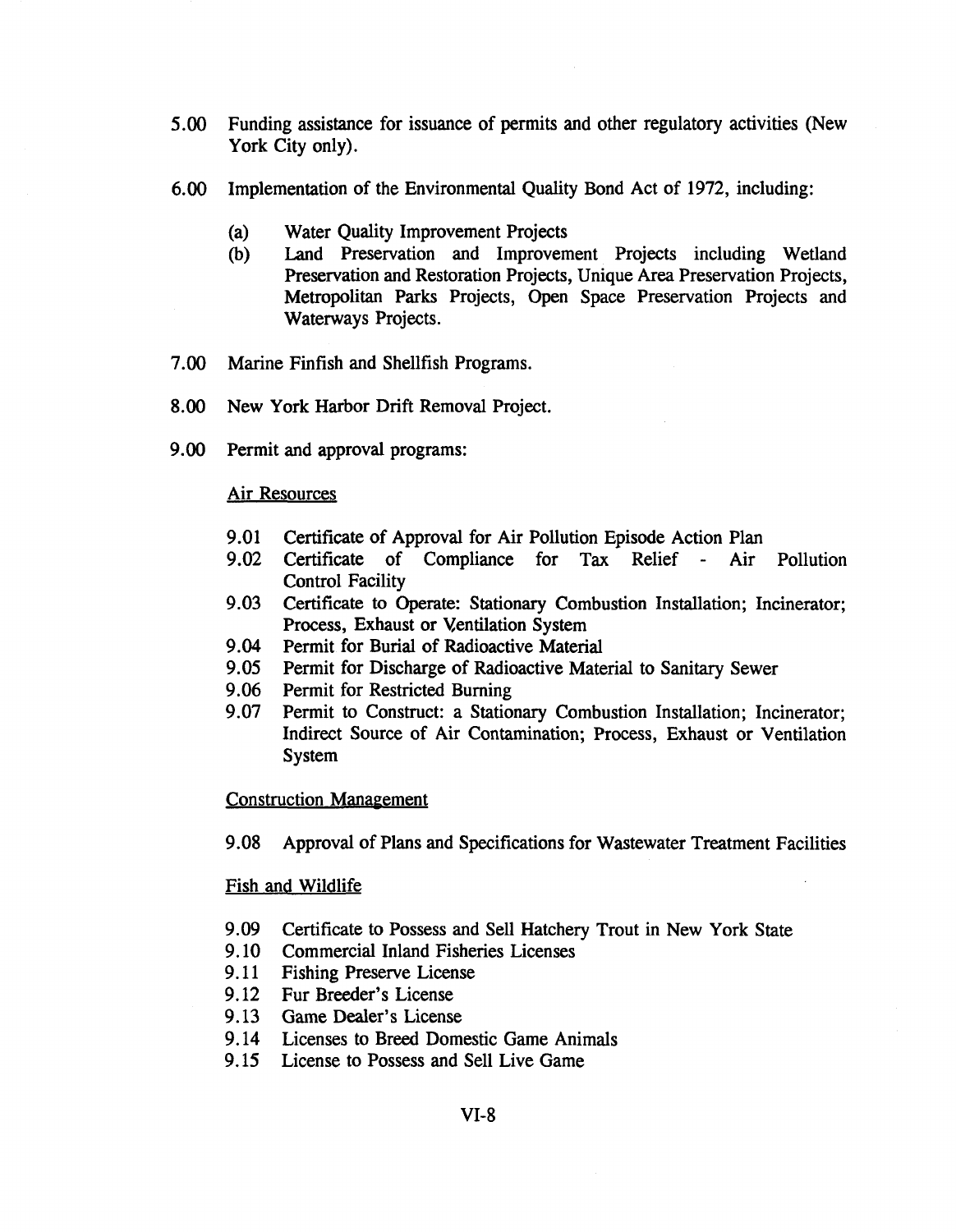5.00 Funding assistance for issuance of permits and other regulatory activities (New York City only).

6.00 Implementation of the Environmental Quality Bond Act of 1972, including:

  (a) Water Quality Improvement Projects
  (b) Land Preservation and Improvement Projects including Wetland Preservation and Restoration Projects, Unique Area Preservation Projects, Metropolitan Parks Projects, Open Space Preservation Projects and Waterways Projects.

7.00 Marine Finfish and Shellfish Programs.

8.00 New York Harbor Drift Removal Project.

9.00 Permit and approval programs:

Air Resources

9.01 Certificate of Approval for Air Pollution Episode Action Plan
9.02 Certificate of Compliance for Tax Relief - Air Pollution Control Facility
9.03 Certificate to Operate: Stationary Combustion Installation; Incinerator; Process, Exhaust or Ventilation System
9.04 Permit for Burial of Radioactive Material
9.05 Permit for Discharge of Radioactive Material to Sanitary Sewer
9.06 Permit for Restricted Burning
9.07 Permit to Construct: a Stationary Combustion Installation; Incinerator; Indirect Source of Air Contamination; Process, Exhaust or Ventilation System

Construction Management

9.08 Approval of Plans and Specifications for Wastewater Treatment Facilities

Fish and Wildlife

9.09 Certificate to Possess and Sell Hatchery Trout in New York State
9.10 Commercial Inland Fisheries Licenses
9.11 Fishing Preserve License
9.12 Fur Breeder's License
9.13 Game Dealer's License
9.14 Licenses to Breed Domestic Game Animals
9.15 License to Possess and Sell Live Game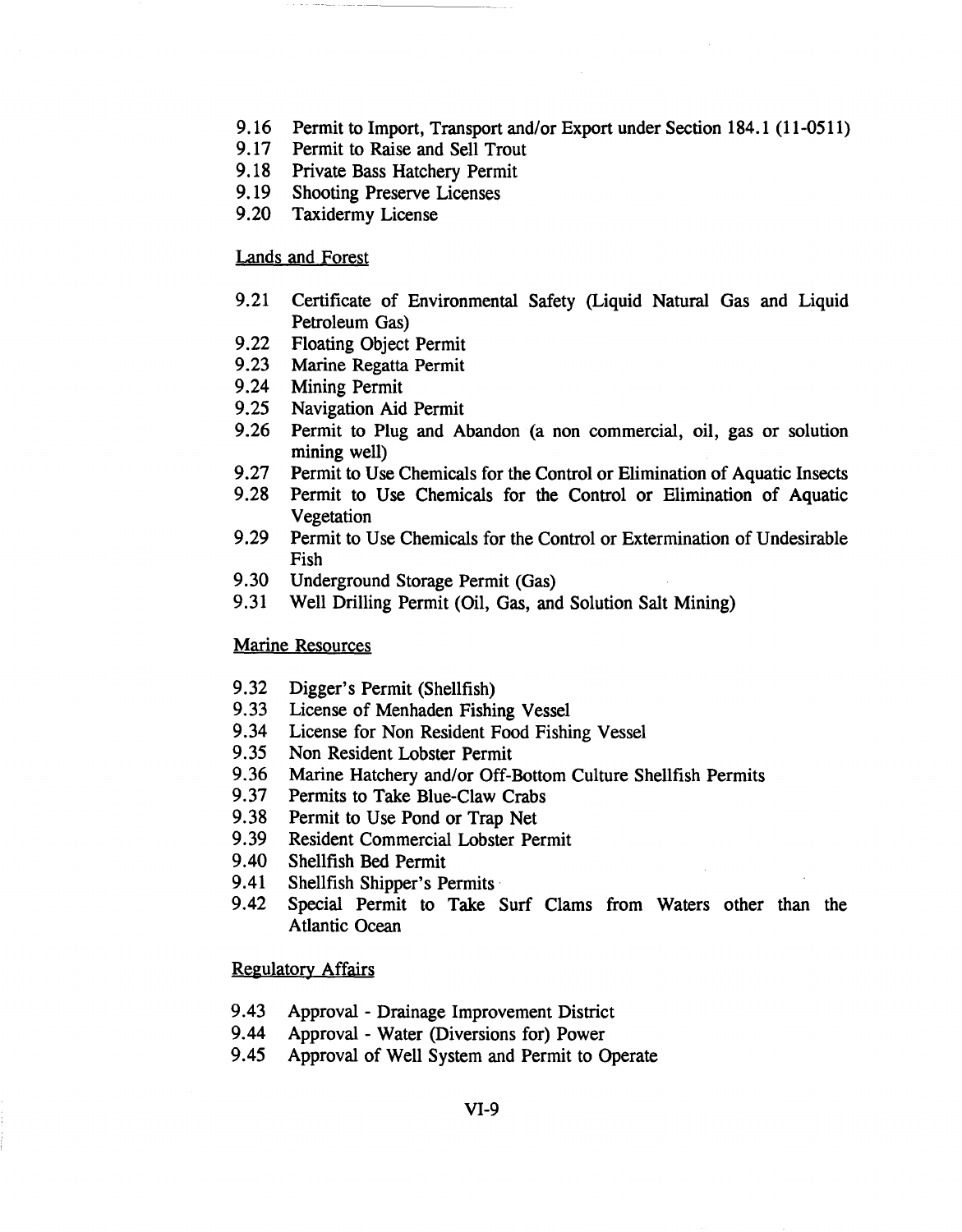9.16 Permit to Import, Transport and/or Export under Section 184.1 (11-0511)
9.17 Permit to Raise and Sell Trout
9.18 Private Bass Hatchery Permit
9.19 Shooting Preserve Licenses
9.20 Taxidermy License

Lands and Forest

9.21 Certificate of Environmental Safety (Liquid Natural Gas and Liquid Petroleum Gas)
9.22 Floating Object Permit
9.23 Marine Regatta Permit
9.24 Mining Permit
9.25 Navigation Aid Permit
9.26 Permit to Plug and Abandon (a non commercial, oil, gas or solution mining well)
9.27 Permit to Use Chemicals for the Control or Elimination of Aquatic Insects
9.28 Permit to Use Chemicals for the Control or Elimination of Aquatic Vegetation
9.29 Permit to Use Chemicals for the Control or Extermination of Undesirable Fish
9.30 Underground Storage Permit (Gas)
9.31 Well Drilling Permit (Oil, Gas, and Solution Salt Mining)

Marine Resources

9.32 Digger's Permit (Shellfish)
9.33 License of Menhaden Fishing Vessel
9.34 License for Non Resident Food Fishing Vessel
9.35 Non Resident Lobster Permit
9.36 Marine Hatchery and/or Off-Bottom Culture Shellfish Permits
9.37 Permits to Take Blue-Claw Crabs
9.38 Permit to Use Pond or Trap Net
9.39 Resident Commercial Lobster Permit
9.40 Shellfish Bed Permit
9.41 Shellfish Shipper's Permits
9.42 Special Permit to Take Surf Clams from Waters other than the Atlantic Ocean

Regulatory Affairs

9.43 Approval - Drainage Improvement District
9.44 Approval - Water (Diversions for) Power
9.45 Approval of Well System and Permit to Operate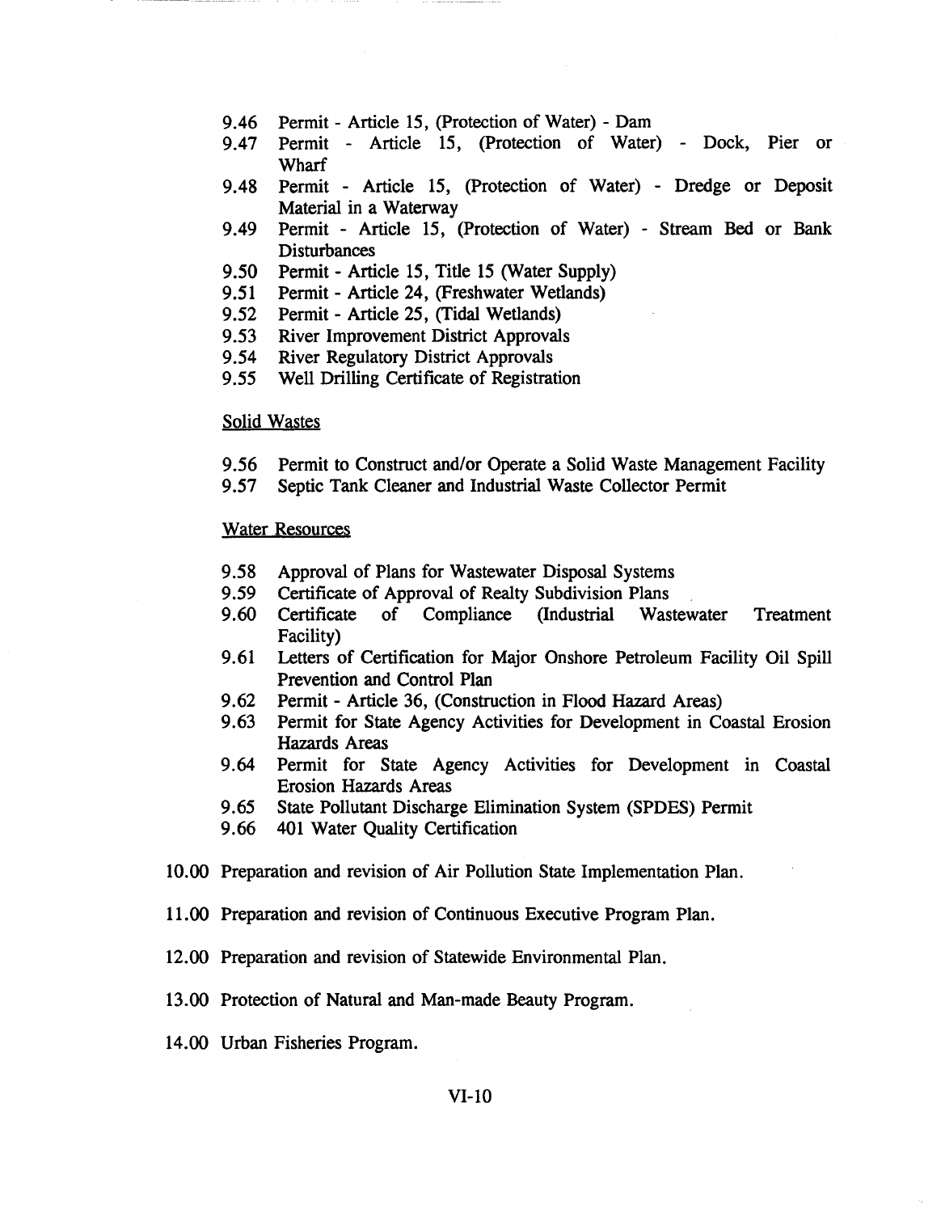9.46 Permit - Article 15, (Protection of Water) - Dam
9.47 Permit - Article 15, (Protection of Water) - Dock, Pier or Wharf
9.48 Permit - Article 15, (Protection of Water) - Dredge or Deposit Material in a Waterway
9.49 Permit - Article 15, (Protection of Water) - Stream Bed or Bank Disturbances
9.50 Permit - Article 15, Title 15 (Water Supply)
9.51 Permit - Article 24, (Freshwater Wetlands)
9.52 Permit - Article 25, (Tidal Wetlands)
9.53 River Improvement District Approvals
9.54 River Regulatory District Approvals
9.55 Well Drilling Certificate of Registration

Solid Wastes

9.56 Permit to Construct and/or Operate a Solid Waste Management Facility
9.57 Septic Tank Cleaner and Industrial Waste Collector Permit

Water Resources

9.58 Approval of Plans for Wastewater Disposal Systems
9.59 Certificate of Approval of Realty Subdivision Plans
9.60 Certificate of Compliance (Industrial Wastewater Treatment Facility)
9.61 Letters of Certification for Major Onshore Petroleum Facility Oil Spill Prevention and Control Plan
9.62 Permit - Article 36, (Construction in Flood Hazard Areas)
9.63 Permit for State Agency Activities for Development in Coastal Erosion Hazards Areas
9.64 Permit for State Agency Activities for Development in Coastal Erosion Hazards Areas
9.65 State Pollutant Discharge Elimination System (SPDES) Permit
9.66 401 Water Quality Certification

10.00 Preparation and revision of Air Pollution State Implementation Plan.

11.00 Preparation and revision of Continuous Executive Program Plan.

12.00 Preparation and revision of Statewide Environmental Plan.

13.00 Protection of Natural and Man-made Beauty Program.

14.00 Urban Fisheries Program.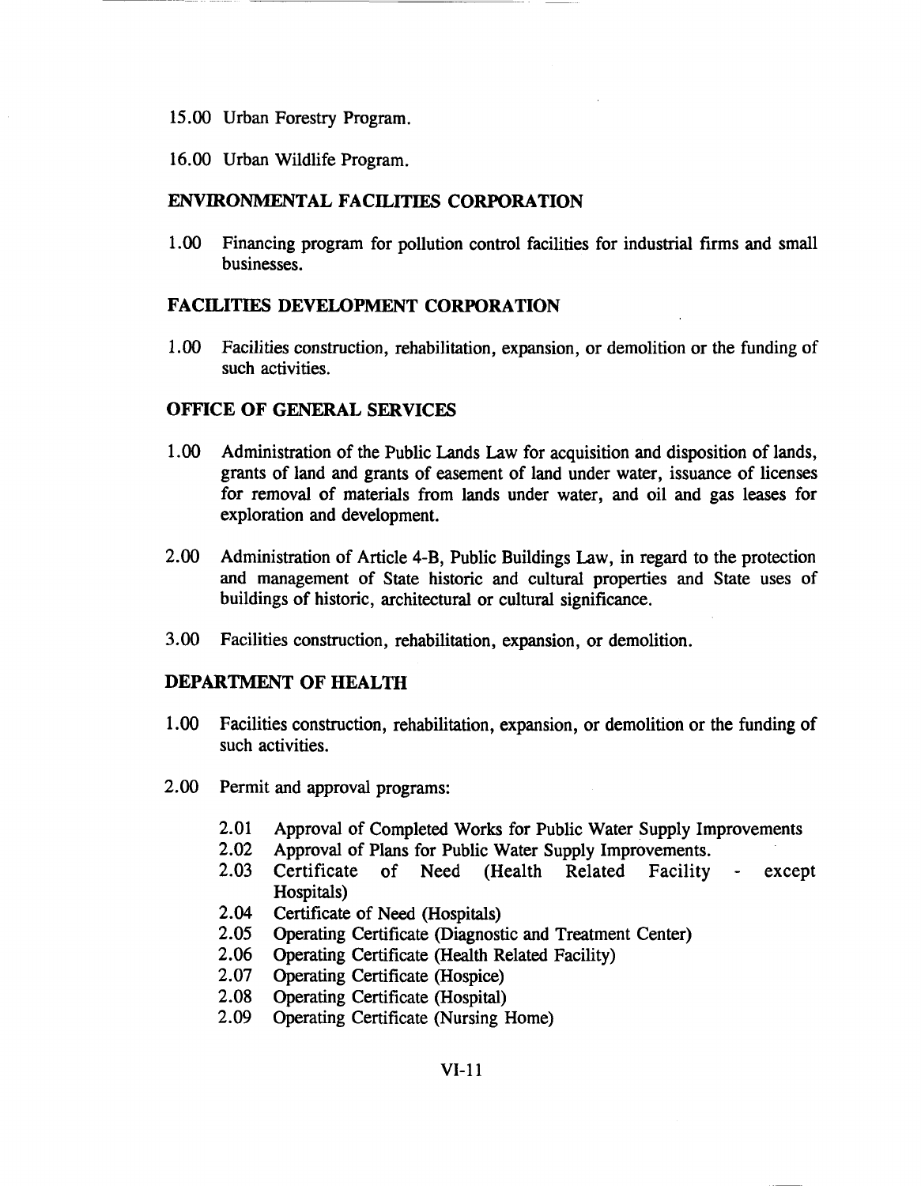15.00 Urban Forestry Program.

16.00 Urban Wildlife Program.

## ENVIRONMENTAL FACILITIES CORPORATION

1.00 Financing program for pollution control facilities for industrial firms and small businesses.

## FACILITIES DEVELOPMENT CORPORATION

1.00 Facilities construction, rehabilitation, expansion, or demolition or the funding of such activities.

## OFFICE OF GENERAL SERVICES

1.00 Administration of the Public Lands Law for acquisition and disposition of lands, grants of land and grants of easement of land under water, issuance of licenses for removal of materials from lands under water, and oil and gas leases for exploration and development.

2.00 Administration of Article 4-B, Public Buildings Law, in regard to the protection and management of State historic and cultural properties and State uses of buildings of historic, architectural or cultural significance.

3.00 Facilities construction, rehabilitation, expansion, or demolition.

## DEPARTMENT OF HEALTH

1.00 Facilities construction, rehabilitation, expansion, or demolition or the funding of such activities.

2.00 Permit and approval programs:

- 2.01 Approval of Completed Works for Public Water Supply Improvements
- 2.02 Approval of Plans for Public Water Supply Improvements.
- 2.03 Certificate of Need (Health Related Facility - except Hospitals)
- 2.04 Certificate of Need (Hospitals)
- 2.05 Operating Certificate (Diagnostic and Treatment Center)
- 2.06 Operating Certificate (Health Related Facility)
- 2.07 Operating Certificate (Hospice)
- 2.08 Operating Certificate (Hospital)
- 2.09 Operating Certificate (Nursing Home)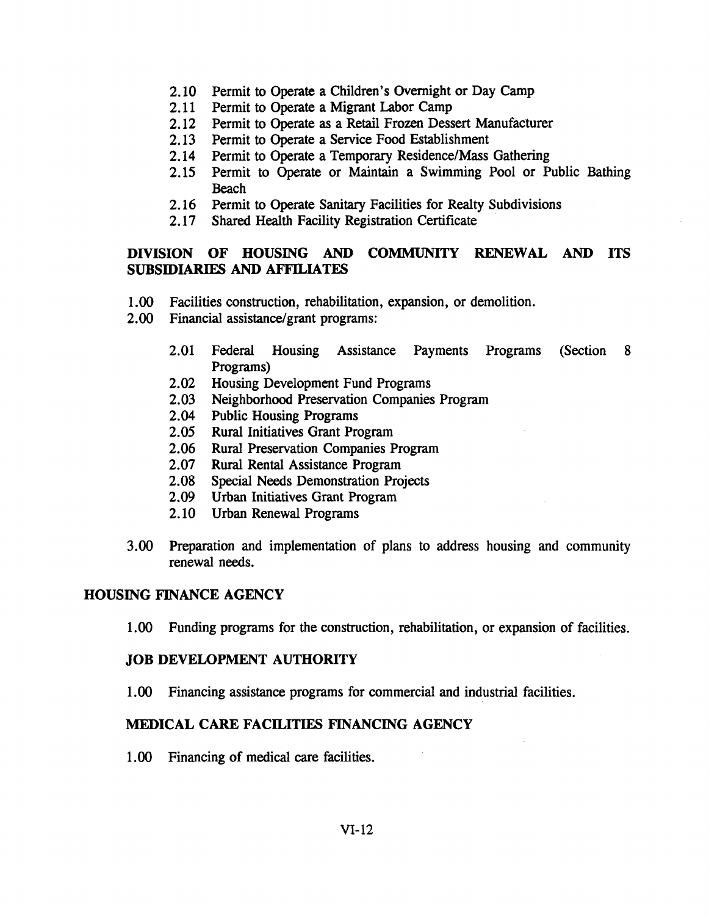2.10 Permit to Operate a Children's Overnight or Day Camp
2.11 Permit to Operate a Migrant Labor Camp
2.12 Permit to Operate as a Retail Frozen Dessert Manufacturer
2.13 Permit to Operate a Service Food Establishment
2.14 Permit to Operate a Temporary Residence/Mass Gathering
2.15 Permit to Operate or Maintain a Swimming Pool or Public Bathing Beach
2.16 Permit to Operate Sanitary Facilities for Realty Subdivisions
2.17 Shared Health Facility Registration Certificate

## DIVISION OF HOUSING AND COMMUNITY RENEWAL AND ITS SUBSIDIARIES AND AFFILIATES

1.00 Facilities construction, rehabilitation, expansion, or demolition.

2.00 Financial assistance/grant programs:

- 2.01 Federal Housing Assistance Payments Programs (Section 8 Programs)
- 2.02 Housing Development Fund Programs
- 2.03 Neighborhood Preservation Companies Program
- 2.04 Public Housing Programs
- 2.05 Rural Initiatives Grant Program
- 2.06 Rural Preservation Companies Program
- 2.07 Rural Rental Assistance Program
- 2.08 Special Needs Demonstration Projects
- 2.09 Urban Initiatives Grant Program
- 2.10 Urban Renewal Programs

3.00 Preparation and implementation of plans to address housing and community renewal needs.

## HOUSING FINANCE AGENCY

1.00 Funding programs for the construction, rehabilitation, or expansion of facilities.

### JOB DEVELOPMENT AUTHORITY

1.00 Financing assistance programs for commercial and industrial facilities.

### MEDICAL CARE FACILITIES FINANCING AGENCY

1.00 Financing of medical care facilities.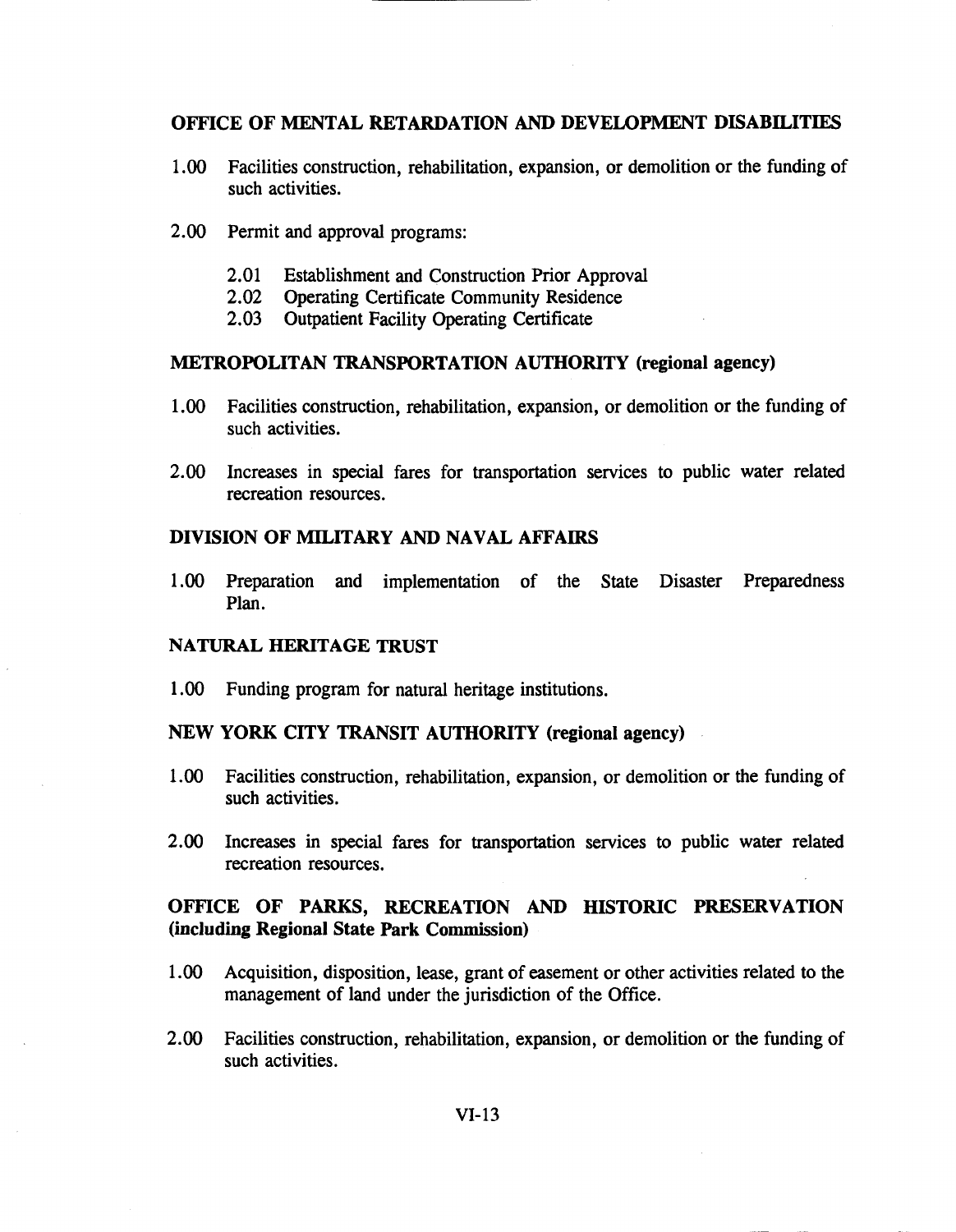## OFFICE OF MENTAL RETARDATION AND DEVELOPMENT DISABILITIES

1.00 Facilities construction, rehabilitation, expansion, or demolition or the funding of such activities.

2.00 Permit and approval programs:

- 2.01 Establishment and Construction Prior Approval
- 2.02 Operating Certificate Community Residence
- 2.03 Outpatient Facility Operating Certificate

## METROPOLITAN TRANSPORTATION AUTHORITY (regional agency)

1.00 Facilities construction, rehabilitation, expansion, or demolition or the funding of such activities.

2.00 Increases in special fares for transportation services to public water related recreation resources.

## DIVISION OF MILITARY AND NAVAL AFFAIRS

1.00 Preparation and implementation of the State Disaster Preparedness Plan.

## NATURAL HERITAGE TRUST

1.00 Funding program for natural heritage institutions.

## NEW YORK CITY TRANSIT AUTHORITY (regional agency)

1.00 Facilities construction, rehabilitation, expansion, or demolition or the funding of such activities.

2.00 Increases in special fares for transportation services to public water related recreation resources.

## OFFICE OF PARKS, RECREATION AND HISTORIC PRESERVATION (including Regional State Park Commission)

1.00 Acquisition, disposition, lease, grant of easement or other activities related to the management of land under the jurisdiction of the Office.

2.00 Facilities construction, rehabilitation, expansion, or demolition or the funding of such activities.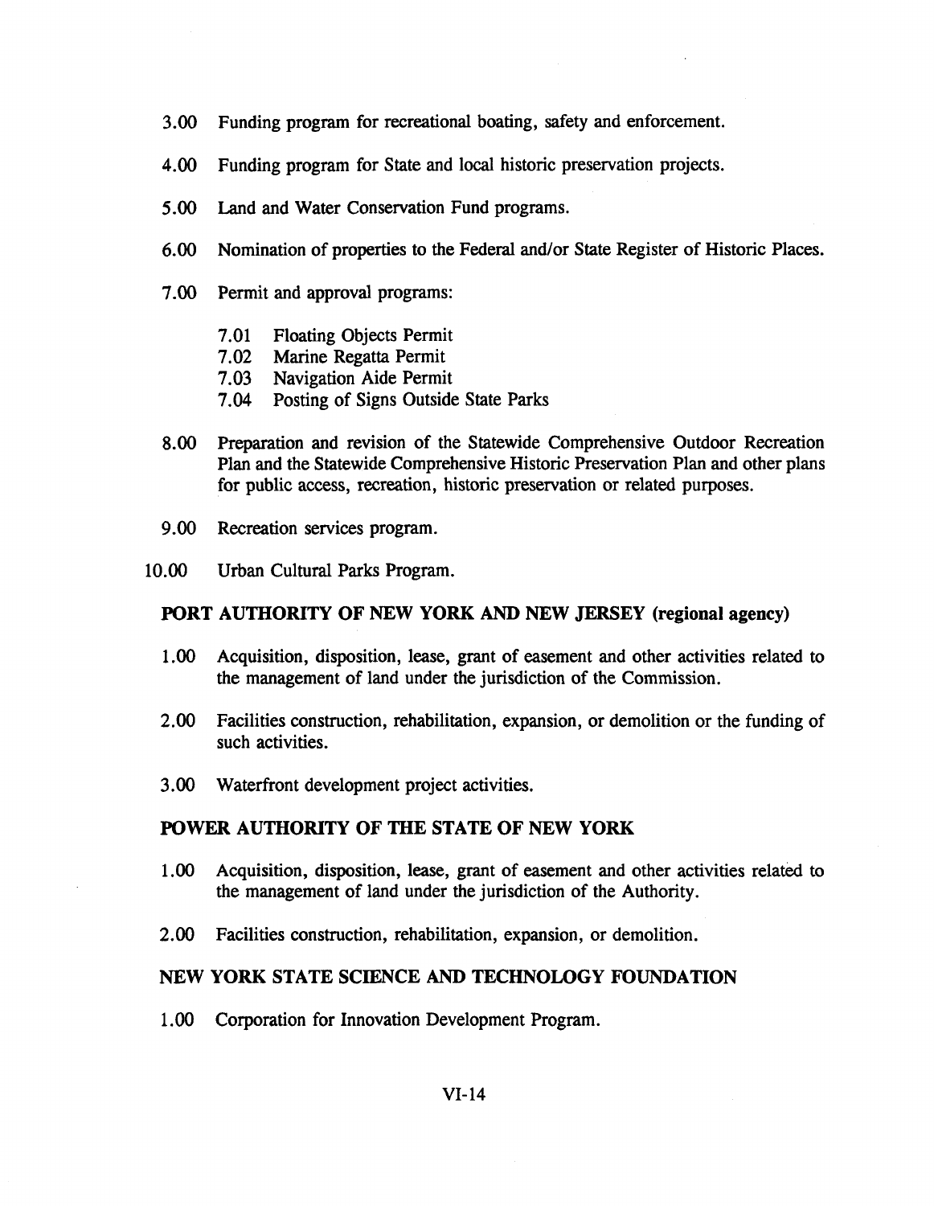3.00 Funding program for recreational boating, safety and enforcement.

4.00 Funding program for State and local historic preservation projects.

5.00 Land and Water Conservation Fund programs.

6.00 Nomination of properties to the Federal and/or State Register of Historic Places.

7.00 Permit and approval programs:

- 7.01 Floating Objects Permit
- 7.02 Marine Regatta Permit
- 7.03 Navigation Aide Permit
- 7.04 Posting of Signs Outside State Parks

8.00 Preparation and revision of the Statewide Comprehensive Outdoor Recreation Plan and the Statewide Comprehensive Historic Preservation Plan and other plans for public access, recreation, historic preservation or related purposes.

9.00 Recreation services program.

10.00 Urban Cultural Parks Program.

**PORT AUTHORITY OF NEW YORK AND NEW JERSEY (regional agency)**

1.00 Acquisition, disposition, lease, grant of easement and other activities related to the management of land under the jurisdiction of the Commission.

2.00 Facilities construction, rehabilitation, expansion, or demolition or the funding of such activities.

3.00 Waterfront development project activities.

**POWER AUTHORITY OF THE STATE OF NEW YORK**

1.00 Acquisition, disposition, lease, grant of easement and other activities related to the management of land under the jurisdiction of the Authority.

2.00 Facilities construction, rehabilitation, expansion, or demolition.

**NEW YORK STATE SCIENCE AND TECHNOLOGY FOUNDATION**

1.00 Corporation for Innovation Development Program.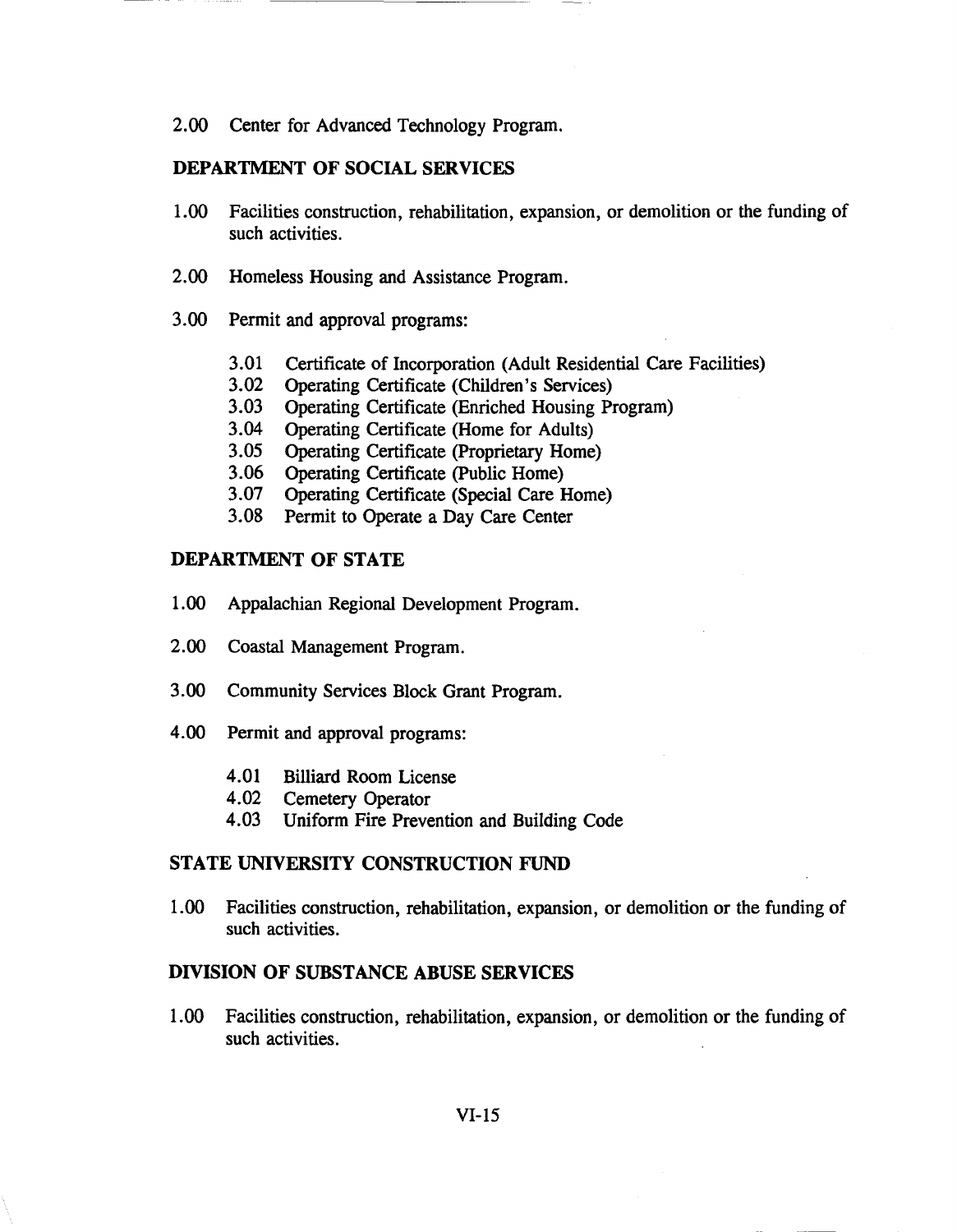2.00 Center for Advanced Technology Program.

## DEPARTMENT OF SOCIAL SERVICES

1.00 Facilities construction, rehabilitation, expansion, or demolition or the funding of such activities.

2.00 Homeless Housing and Assistance Program.

3.00 Permit and approval programs:

- 3.01 Certificate of Incorporation (Adult Residential Care Facilities)
- 3.02 Operating Certificate (Children's Services)
- 3.03 Operating Certificate (Enriched Housing Program)
- 3.04 Operating Certificate (Home for Adults)
- 3.05 Operating Certificate (Proprietary Home)
- 3.06 Operating Certificate (Public Home)
- 3.07 Operating Certificate (Special Care Home)
- 3.08 Permit to Operate a Day Care Center

## DEPARTMENT OF STATE

1.00 Appalachian Regional Development Program.

2.00 Coastal Management Program.

3.00 Community Services Block Grant Program.

4.00 Permit and approval programs:

- 4.01 Billiard Room License
- 4.02 Cemetery Operator
- 4.03 Uniform Fire Prevention and Building Code

## STATE UNIVERSITY CONSTRUCTION FUND

1.00 Facilities construction, rehabilitation, expansion, or demolition or the funding of such activities.

## DIVISION OF SUBSTANCE ABUSE SERVICES

1.00 Facilities construction, rehabilitation, expansion, or demolition or the funding of such activities.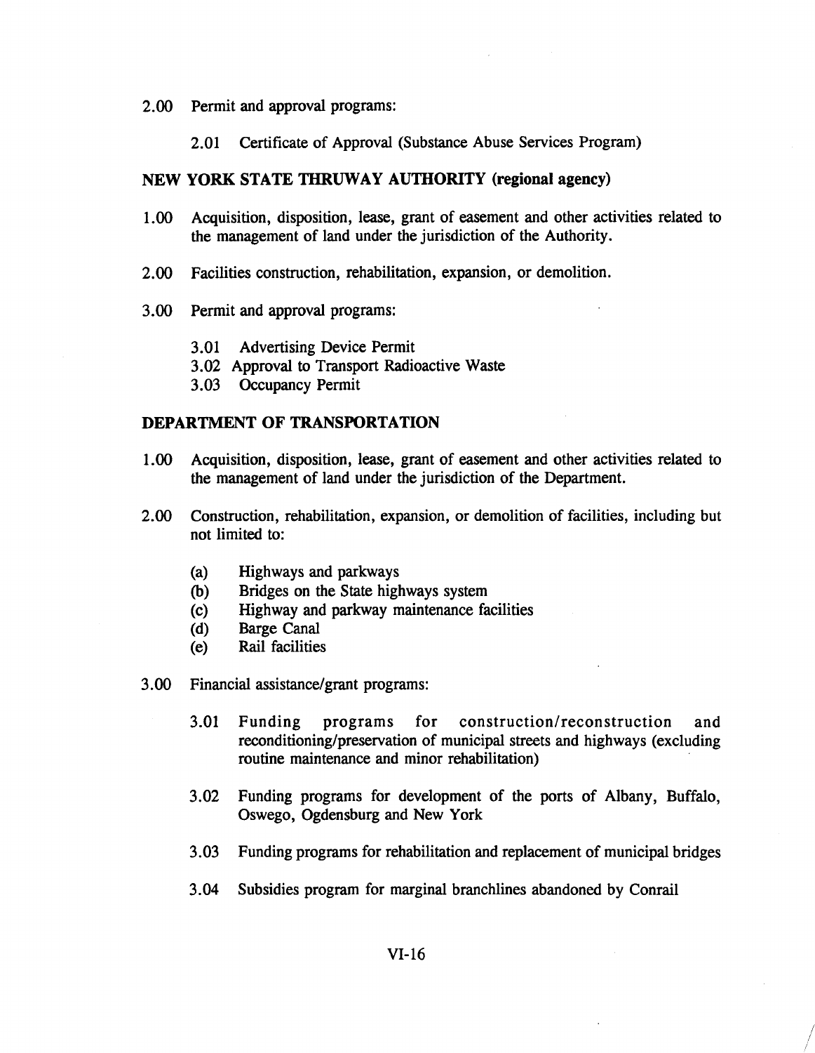2.00 Permit and approval programs:

  2.01 Certificate of Approval (Substance Abuse Services Program)

**NEW YORK STATE THRUWAY AUTHORITY (regional agency)**

1.00 Acquisition, disposition, lease, grant of easement and other activities related to the management of land under the jurisdiction of the Authority.

2.00 Facilities construction, rehabilitation, expansion, or demolition.

3.00 Permit and approval programs:

  3.01 Advertising Device Permit
  3.02 Approval to Transport Radioactive Waste
  3.03 Occupancy Permit

**DEPARTMENT OF TRANSPORTATION**

1.00 Acquisition, disposition, lease, grant of easement and other activities related to the management of land under the jurisdiction of the Department.

2.00 Construction, rehabilitation, expansion, or demolition of facilities, including but not limited to:

  (a) Highways and parkways
  (b) Bridges on the State highways system
  (c) Highway and parkway maintenance facilities
  (d) Barge Canal
  (e) Rail facilities

3.00 Financial assistance/grant programs:

  3.01 Funding programs for construction/reconstruction and reconditioning/preservation of municipal streets and highways (excluding routine maintenance and minor rehabilitation)

  3.02 Funding programs for development of the ports of Albany, Buffalo, Oswego, Ogdensburg and New York

  3.03 Funding programs for rehabilitation and replacement of municipal bridges

  3.04 Subsidies program for marginal branchlines abandoned by Conrail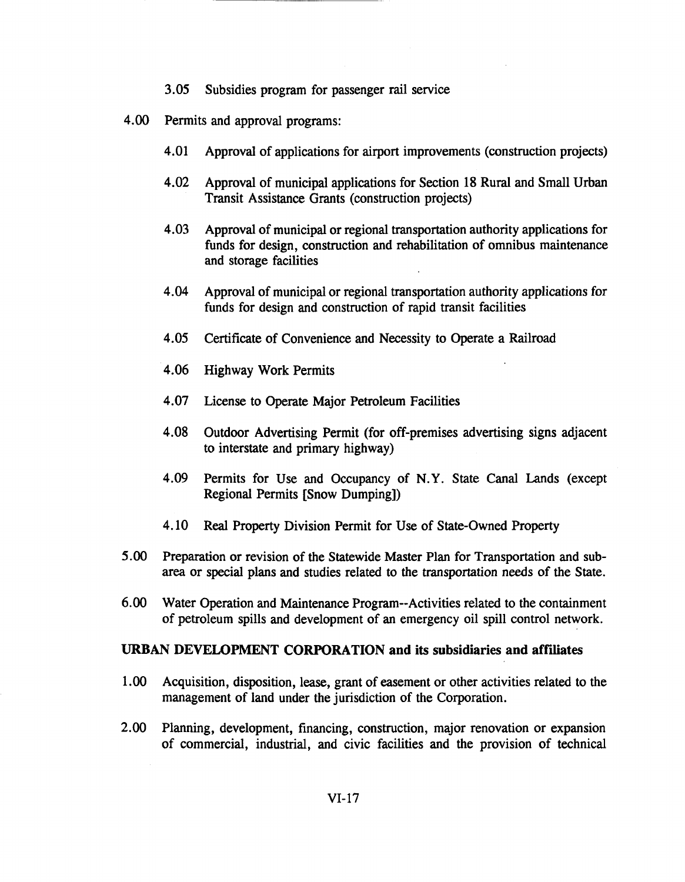3.05 Subsidies program for passenger rail service

4.00 Permits and approval programs:

4.01 Approval of applications for airport improvements (construction projects)

4.02 Approval of municipal applications for Section 18 Rural and Small Urban Transit Assistance Grants (construction projects)

4.03 Approval of municipal or regional transportation authority applications for funds for design, construction and rehabilitation of omnibus maintenance and storage facilities

4.04 Approval of municipal or regional transportation authority applications for funds for design and construction of rapid transit facilities

4.05 Certificate of Convenience and Necessity to Operate a Railroad

4.06 Highway Work Permits

4.07 License to Operate Major Petroleum Facilities

4.08 Outdoor Advertising Permit (for off-premises advertising signs adjacent to interstate and primary highway)

4.09 Permits for Use and Occupancy of N.Y. State Canal Lands (except Regional Permits [Snow Dumping])

4.10 Real Property Division Permit for Use of State-Owned Property

5.00 Preparation or revision of the Statewide Master Plan for Transportation and sub-area or special plans and studies related to the transportation needs of the State.

6.00 Water Operation and Maintenance Program--Activities related to the containment of petroleum spills and development of an emergency oil spill control network.

**URBAN DEVELOPMENT CORPORATION and its subsidiaries and affiliates**

1.00 Acquisition, disposition, lease, grant of easement or other activities related to the management of land under the jurisdiction of the Corporation.

2.00 Planning, development, financing, construction, major renovation or expansion of commercial, industrial, and civic facilities and the provision of technical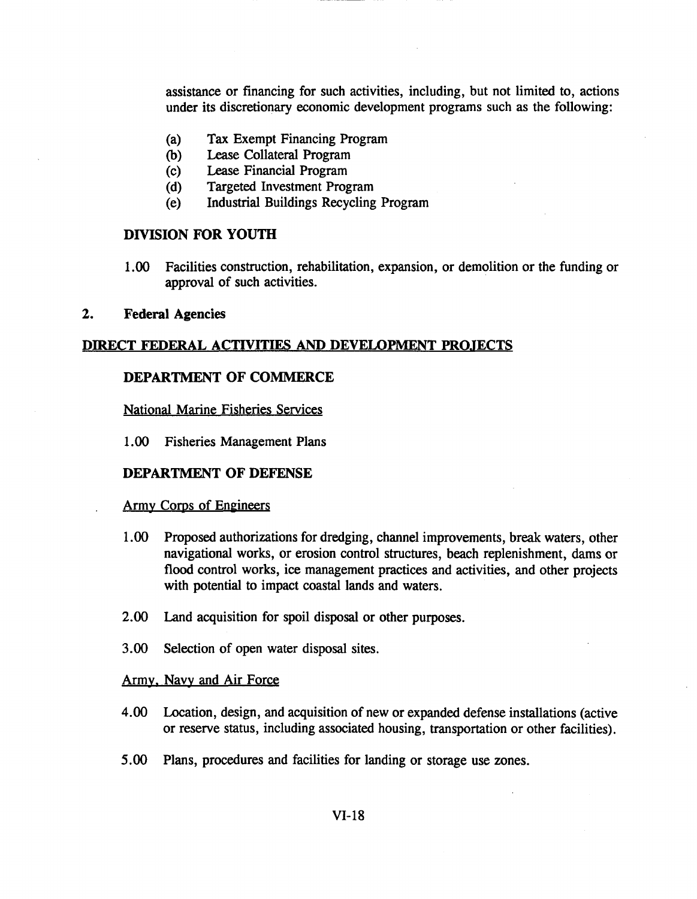assistance or financing for such activities, including, but not limited to, actions under its discretionary economic development programs such as the following:

(a) Tax Exempt Financing Program
(b) Lease Collateral Program
(c) Lease Financial Program
(d) Targeted Investment Program
(e) Industrial Buildings Recycling Program

### DIVISION FOR YOUTH

1.00 Facilities construction, rehabilitation, expansion, or demolition or the funding or approval of such activities.

## 2. Federal Agencies

<u>DIRECT FEDERAL ACTIVITIES AND DEVELOPMENT PROJECTS</u>

### DEPARTMENT OF COMMERCE

<u>National Marine Fisheries Services</u>

1.00 Fisheries Management Plans

### DEPARTMENT OF DEFENSE

<u>Army Corps of Engineers</u>

1.00 Proposed authorizations for dredging, channel improvements, break waters, other navigational works, or erosion control structures, beach replenishment, dams or flood control works, ice management practices and activities, and other projects with potential to impact coastal lands and waters.

2.00 Land acquisition for spoil disposal or other purposes.

3.00 Selection of open water disposal sites.

<u>Army, Navy and Air Force</u>

4.00 Location, design, and acquisition of new or expanded defense installations (active or reserve status, including associated housing, transportation or other facilities).

5.00 Plans, procedures and facilities for landing or storage use zones.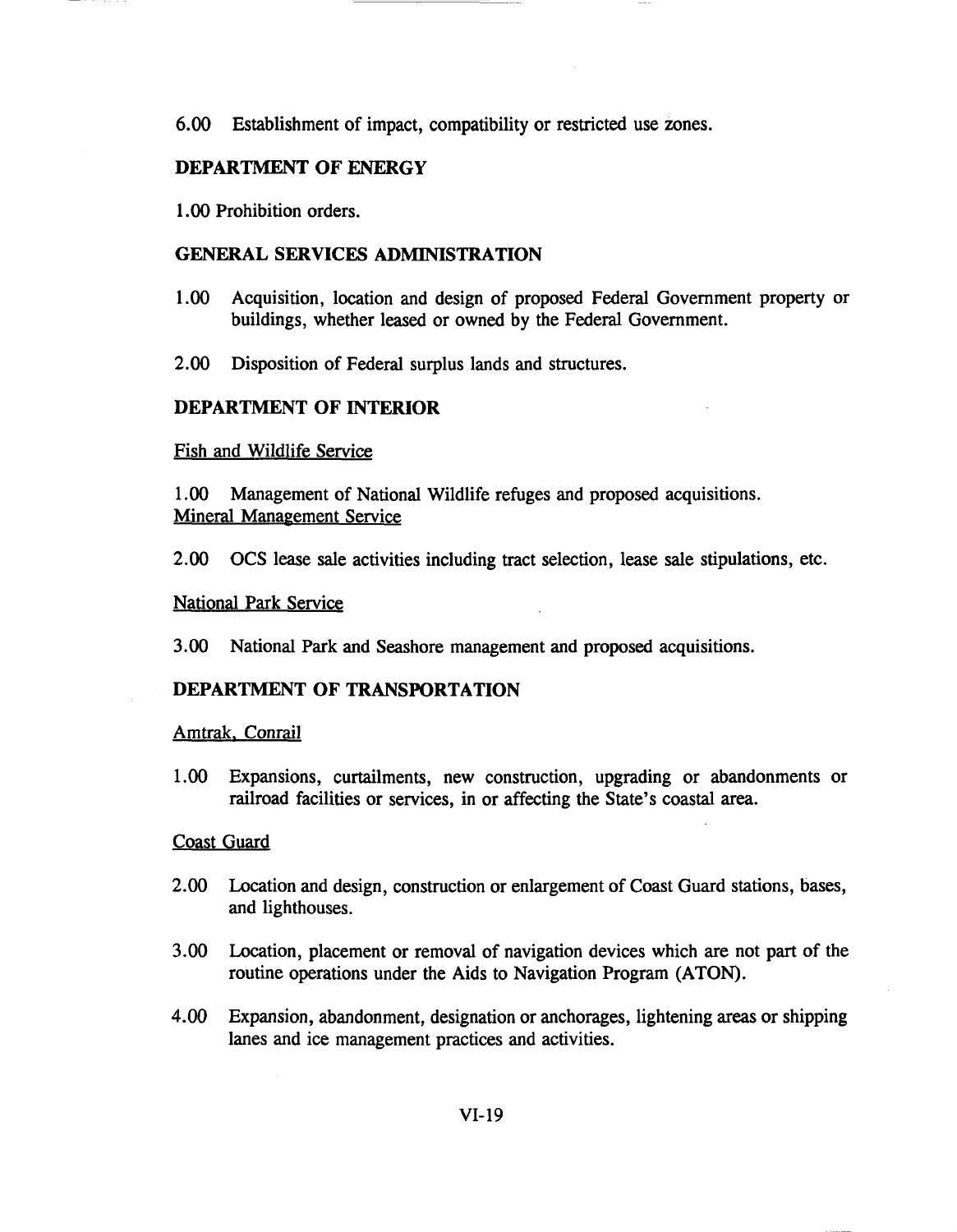6.00 Establishment of impact, compatibility or restricted use zones.

**DEPARTMENT OF ENERGY**

1.00 Prohibition orders.

**GENERAL SERVICES ADMINISTRATION**

1.00 Acquisition, location and design of proposed Federal Government property or buildings, whether leased or owned by the Federal Government.

2.00 Disposition of Federal surplus lands and structures.

**DEPARTMENT OF INTERIOR**

Fish and Wildlife Service

1.00 Management of National Wildlife refuges and proposed acquisitions.

Mineral Management Service

2.00 OCS lease sale activities including tract selection, lease sale stipulations, etc.

National Park Service

3.00 National Park and Seashore management and proposed acquisitions.

**DEPARTMENT OF TRANSPORTATION**

Amtrak, Conrail

1.00 Expansions, curtailments, new construction, upgrading or abandonments or railroad facilities or services, in or affecting the State's coastal area.

Coast Guard

2.00 Location and design, construction or enlargement of Coast Guard stations, bases, and lighthouses.

3.00 Location, placement or removal of navigation devices which are not part of the routine operations under the Aids to Navigation Program (ATON).

4.00 Expansion, abandonment, designation or anchorages, lightening areas or shipping lanes and ice management practices and activities.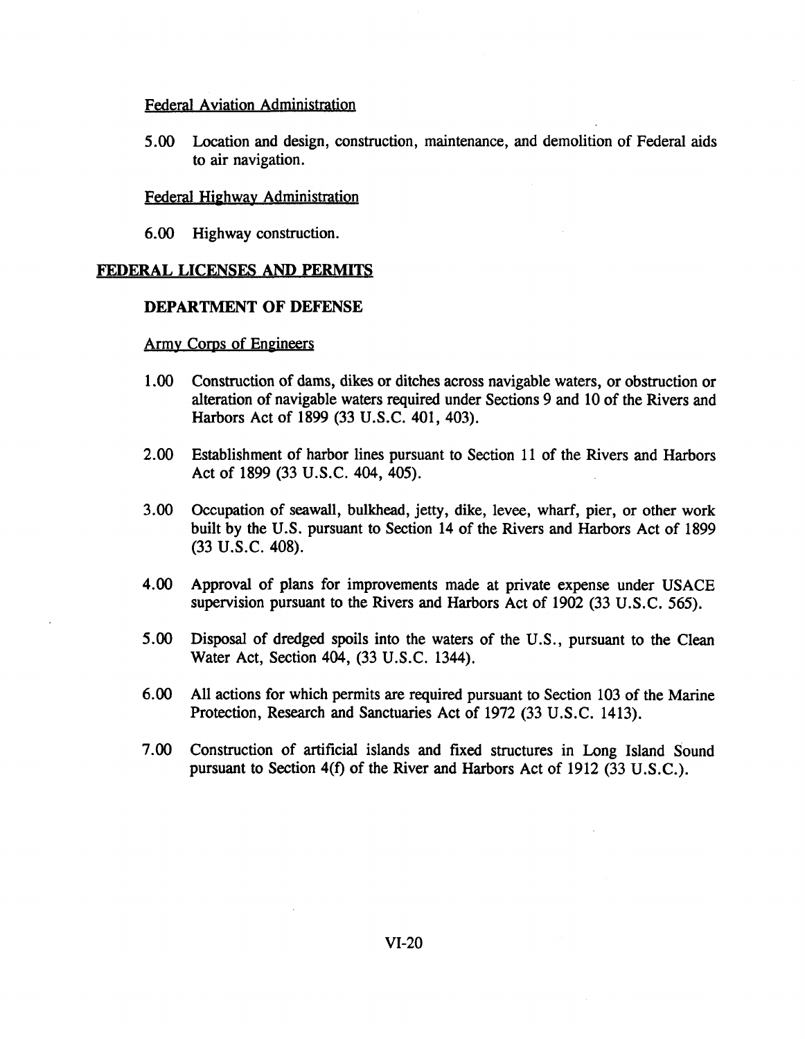Federal Aviation Administration

5.00 Location and design, construction, maintenance, and demolition of Federal aids to air navigation.

Federal Highway Administration

6.00 Highway construction.

## FEDERAL LICENSES AND PERMITS

### DEPARTMENT OF DEFENSE

Army Corps of Engineers

1.00 Construction of dams, dikes or ditches across navigable waters, or obstruction or alteration of navigable waters required under Sections 9 and 10 of the Rivers and Harbors Act of 1899 (33 U.S.C. 401, 403).

2.00 Establishment of harbor lines pursuant to Section 11 of the Rivers and Harbors Act of 1899 (33 U.S.C. 404, 405).

3.00 Occupation of seawall, bulkhead, jetty, dike, levee, wharf, pier, or other work built by the U.S. pursuant to Section 14 of the Rivers and Harbors Act of 1899 (33 U.S.C. 408).

4.00 Approval of plans for improvements made at private expense under USACE supervision pursuant to the Rivers and Harbors Act of 1902 (33 U.S.C. 565).

5.00 Disposal of dredged spoils into the waters of the U.S., pursuant to the Clean Water Act, Section 404, (33 U.S.C. 1344).

6.00 All actions for which permits are required pursuant to Section 103 of the Marine Protection, Research and Sanctuaries Act of 1972 (33 U.S.C. 1413).

7.00 Construction of artificial islands and fixed structures in Long Island Sound pursuant to Section 4(f) of the River and Harbors Act of 1912 (33 U.S.C.).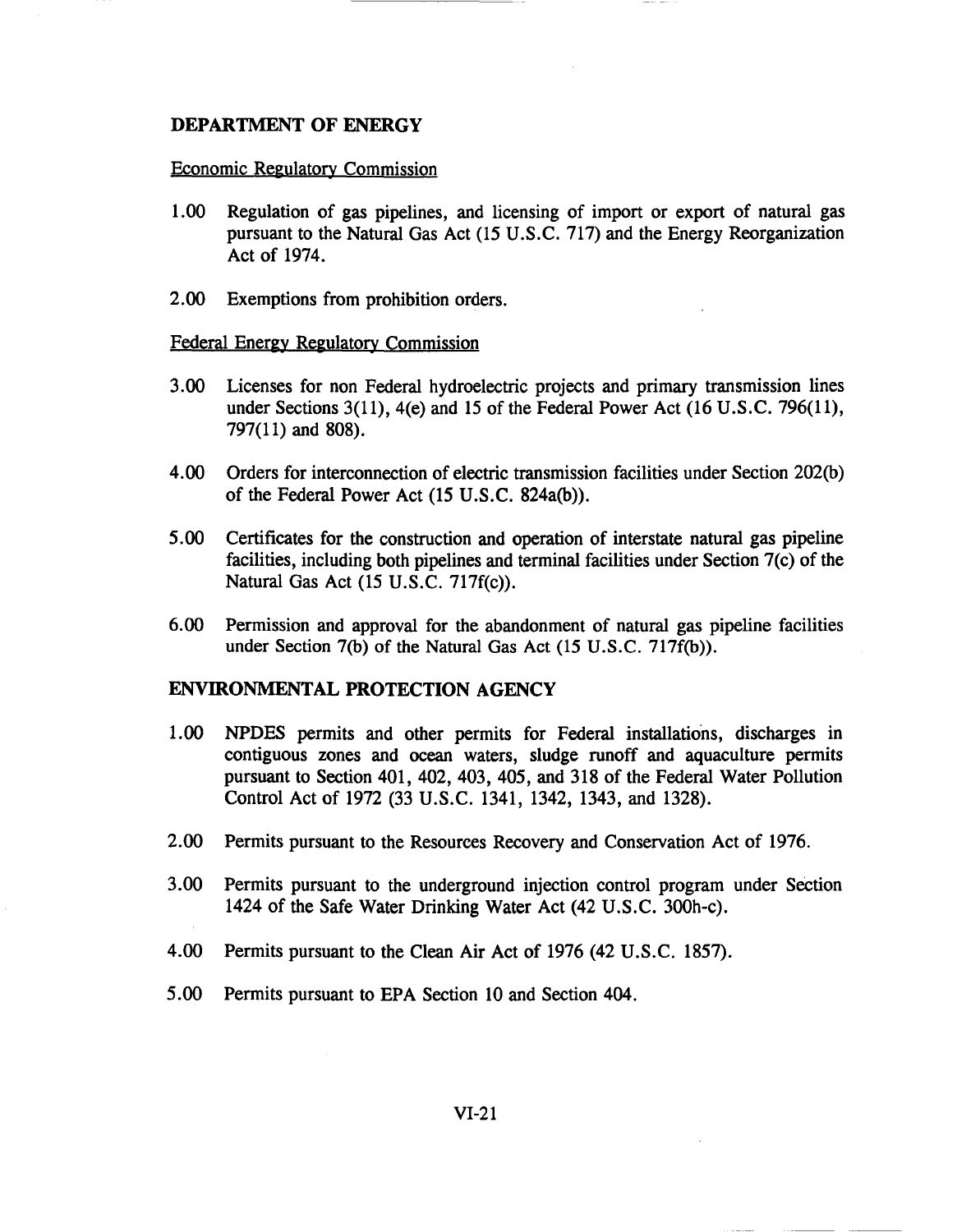## DEPARTMENT OF ENERGY

<u>Economic Regulatory Commission</u>

1.00 Regulation of gas pipelines, and licensing of import or export of natural gas pursuant to the Natural Gas Act (15 U.S.C. 717) and the Energy Reorganization Act of 1974.

2.00 Exemptions from prohibition orders.

<u>Federal Energy Regulatory Commission</u>

3.00 Licenses for non Federal hydroelectric projects and primary transmission lines under Sections 3(11), 4(e) and 15 of the Federal Power Act (16 U.S.C. 796(11), 797(11) and 808).

4.00 Orders for interconnection of electric transmission facilities under Section 202(b) of the Federal Power Act (15 U.S.C. 824a(b)).

5.00 Certificates for the construction and operation of interstate natural gas pipeline facilities, including both pipelines and terminal facilities under Section 7(c) of the Natural Gas Act (15 U.S.C. 717f(c)).

6.00 Permission and approval for the abandonment of natural gas pipeline facilities under Section 7(b) of the Natural Gas Act (15 U.S.C. 717f(b)).

## ENVIRONMENTAL PROTECTION AGENCY

1.00 NPDES permits and other permits for Federal installations, discharges in contiguous zones and ocean waters, sludge runoff and aquaculture permits pursuant to Section 401, 402, 403, 405, and 318 of the Federal Water Pollution Control Act of 1972 (33 U.S.C. 1341, 1342, 1343, and 1328).

2.00 Permits pursuant to the Resources Recovery and Conservation Act of 1976.

3.00 Permits pursuant to the underground injection control program under Section 1424 of the Safe Water Drinking Water Act (42 U.S.C. 300h-c).

4.00 Permits pursuant to the Clean Air Act of 1976 (42 U.S.C. 1857).

5.00 Permits pursuant to EPA Section 10 and Section 404.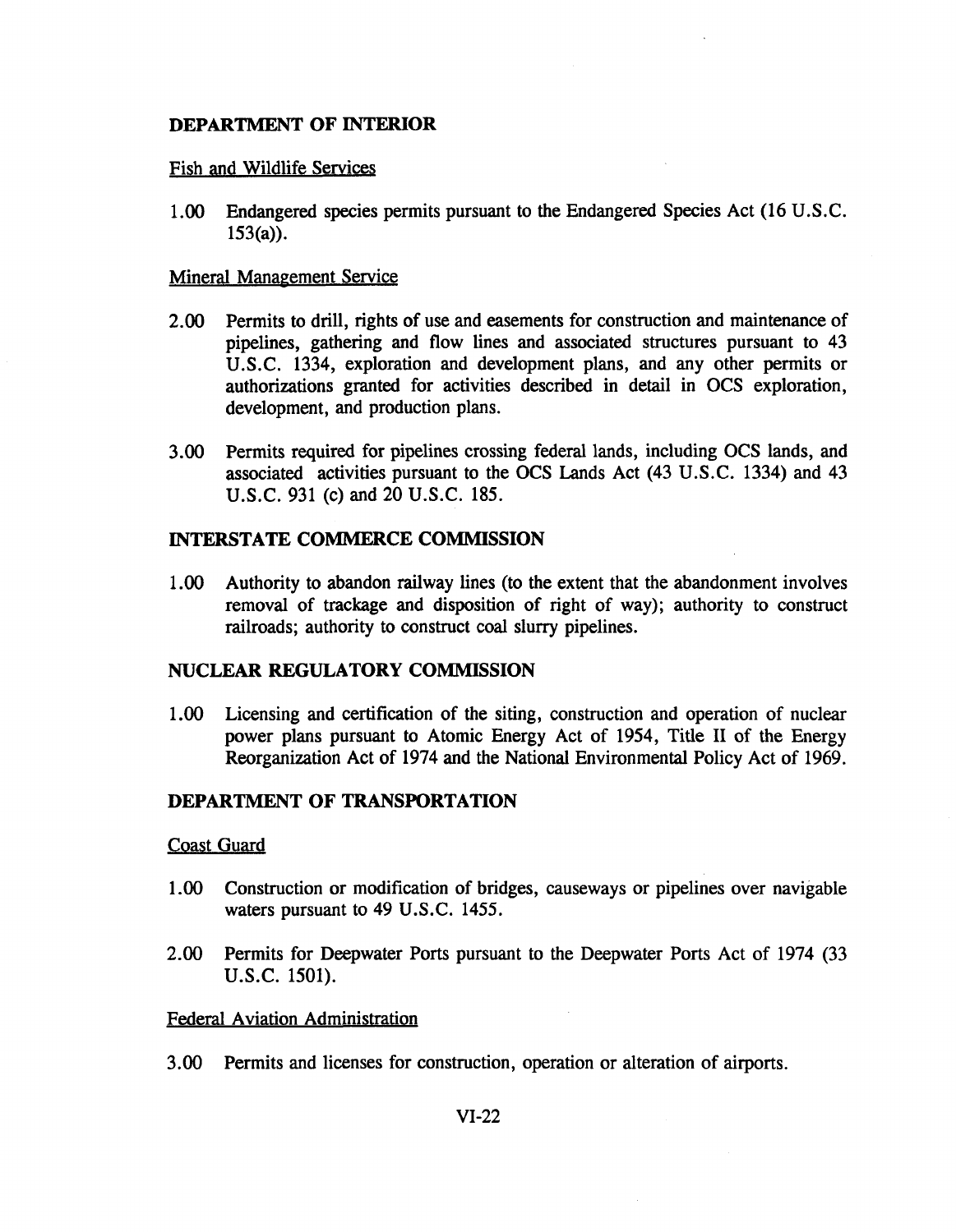**DEPARTMENT OF INTERIOR**

Fish and Wildlife Services

1.00 Endangered species permits pursuant to the Endangered Species Act (16 U.S.C. 153(a)).

Mineral Management Service

2.00 Permits to drill, rights of use and easements for construction and maintenance of pipelines, gathering and flow lines and associated structures pursuant to 43 U.S.C. 1334, exploration and development plans, and any other permits or authorizations granted for activities described in detail in OCS exploration, development, and production plans.

3.00 Permits required for pipelines crossing federal lands, including OCS lands, and associated activities pursuant to the OCS Lands Act (43 U.S.C. 1334) and 43 U.S.C. 931 (c) and 20 U.S.C. 185.

**INTERSTATE COMMERCE COMMISSION**

1.00 Authority to abandon railway lines (to the extent that the abandonment involves removal of trackage and disposition of right of way); authority to construct railroads; authority to construct coal slurry pipelines.

**NUCLEAR REGULATORY COMMISSION**

1.00 Licensing and certification of the siting, construction and operation of nuclear power plans pursuant to Atomic Energy Act of 1954, Title II of the Energy Reorganization Act of 1974 and the National Environmental Policy Act of 1969.

**DEPARTMENT OF TRANSPORTATION**

Coast Guard

1.00 Construction or modification of bridges, causeways or pipelines over navigable waters pursuant to 49 U.S.C. 1455.

2.00 Permits for Deepwater Ports pursuant to the Deepwater Ports Act of 1974 (33 U.S.C. 1501).

Federal Aviation Administration

3.00 Permits and licenses for construction, operation or alteration of airports.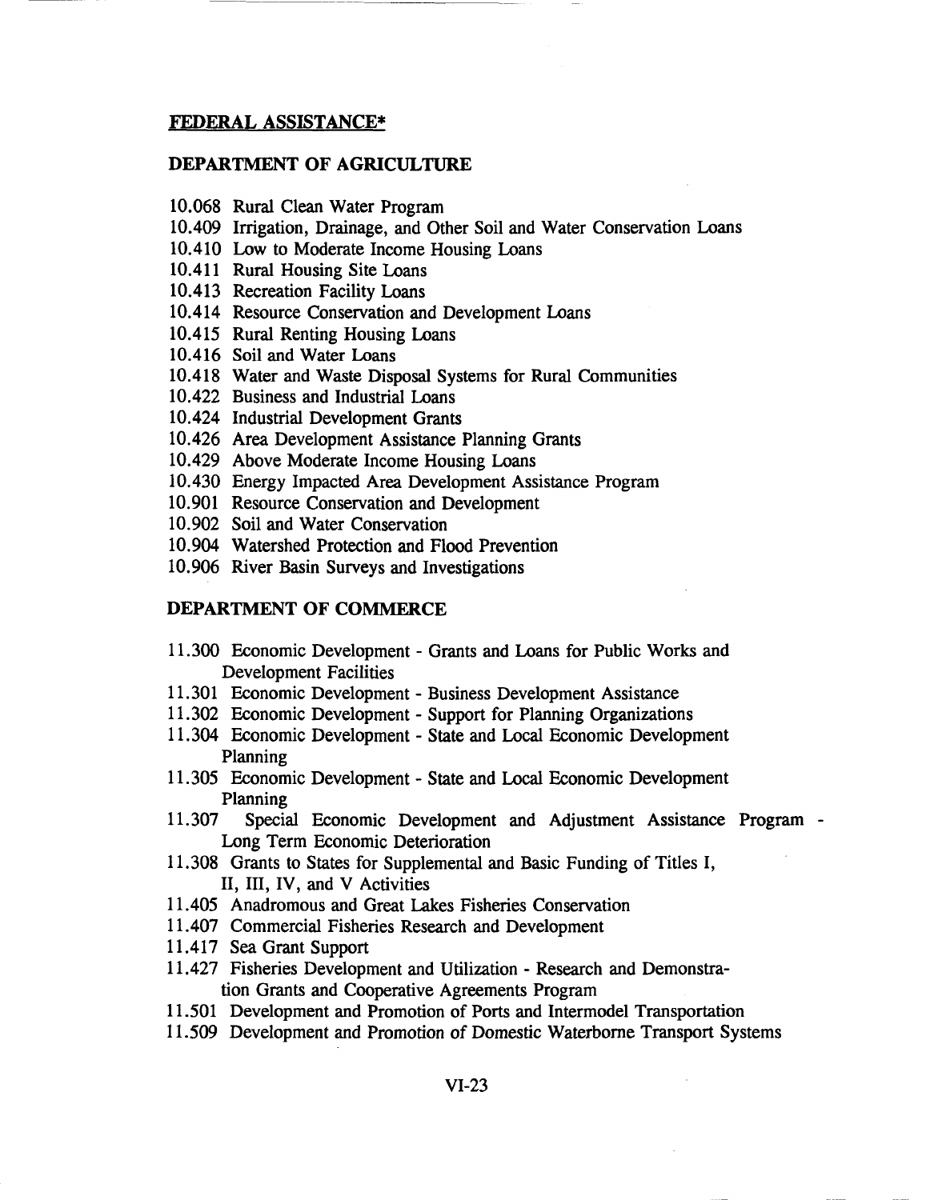**FEDERAL ASSISTANCE***

**DEPARTMENT OF AGRICULTURE**

10.068 Rural Clean Water Program
10.409 Irrigation, Drainage, and Other Soil and Water Conservation Loans
10.410 Low to Moderate Income Housing Loans
10.411 Rural Housing Site Loans
10.413 Recreation Facility Loans
10.414 Resource Conservation and Development Loans
10.415 Rural Renting Housing Loans
10.416 Soil and Water Loans
10.418 Water and Waste Disposal Systems for Rural Communities
10.422 Business and Industrial Loans
10.424 Industrial Development Grants
10.426 Area Development Assistance Planning Grants
10.429 Above Moderate Income Housing Loans
10.430 Energy Impacted Area Development Assistance Program
10.901 Resource Conservation and Development
10.902 Soil and Water Conservation
10.904 Watershed Protection and Flood Prevention
10.906 River Basin Surveys and Investigations

**DEPARTMENT OF COMMERCE**

11.300 Economic Development - Grants and Loans for Public Works and Development Facilities
11.301 Economic Development - Business Development Assistance
11.302 Economic Development - Support for Planning Organizations
11.304 Economic Development - State and Local Economic Development Planning
11.305 Economic Development - State and Local Economic Development Planning
11.307 Special Economic Development and Adjustment Assistance Program - Long Term Economic Deterioration
11.308 Grants to States for Supplemental and Basic Funding of Titles I, II, III, IV, and V Activities
11.405 Anadromous and Great Lakes Fisheries Conservation
11.407 Commercial Fisheries Research and Development
11.417 Sea Grant Support
11.427 Fisheries Development and Utilization - Research and Demonstration Grants and Cooperative Agreements Program
11.501 Development and Promotion of Ports and Intermodel Transportation
11.509 Development and Promotion of Domestic Waterborne Transport Systems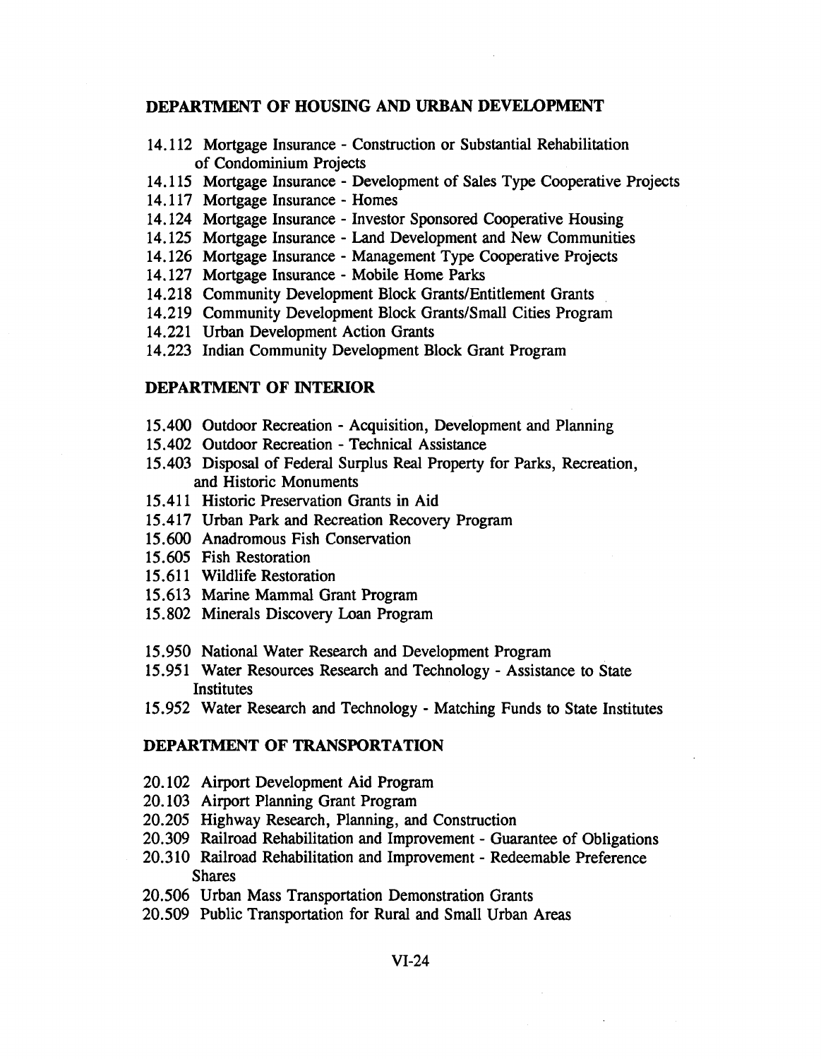## DEPARTMENT OF HOUSING AND URBAN DEVELOPMENT

14.112 Mortgage Insurance - Construction or Substantial Rehabilitation of Condominium Projects
14.115 Mortgage Insurance - Development of Sales Type Cooperative Projects
14.117 Mortgage Insurance - Homes
14.124 Mortgage Insurance - Investor Sponsored Cooperative Housing
14.125 Mortgage Insurance - Land Development and New Communities
14.126 Mortgage Insurance - Management Type Cooperative Projects
14.127 Mortgage Insurance - Mobile Home Parks
14.218 Community Development Block Grants/Entitlement Grants
14.219 Community Development Block Grants/Small Cities Program
14.221 Urban Development Action Grants
14.223 Indian Community Development Block Grant Program

## DEPARTMENT OF INTERIOR

15.400 Outdoor Recreation - Acquisition, Development and Planning
15.402 Outdoor Recreation - Technical Assistance
15.403 Disposal of Federal Surplus Real Property for Parks, Recreation, and Historic Monuments
15.411 Historic Preservation Grants in Aid
15.417 Urban Park and Recreation Recovery Program
15.600 Anadromous Fish Conservation
15.605 Fish Restoration
15.611 Wildlife Restoration
15.613 Marine Mammal Grant Program
15.802 Minerals Discovery Loan Program

15.950 National Water Research and Development Program
15.951 Water Resources Research and Technology - Assistance to State Institutes
15.952 Water Research and Technology - Matching Funds to State Institutes

## DEPARTMENT OF TRANSPORTATION

20.102 Airport Development Aid Program
20.103 Airport Planning Grant Program
20.205 Highway Research, Planning, and Construction
20.309 Railroad Rehabilitation and Improvement - Guarantee of Obligations
20.310 Railroad Rehabilitation and Improvement - Redeemable Preference Shares
20.506 Urban Mass Transportation Demonstration Grants
20.509 Public Transportation for Rural and Small Urban Areas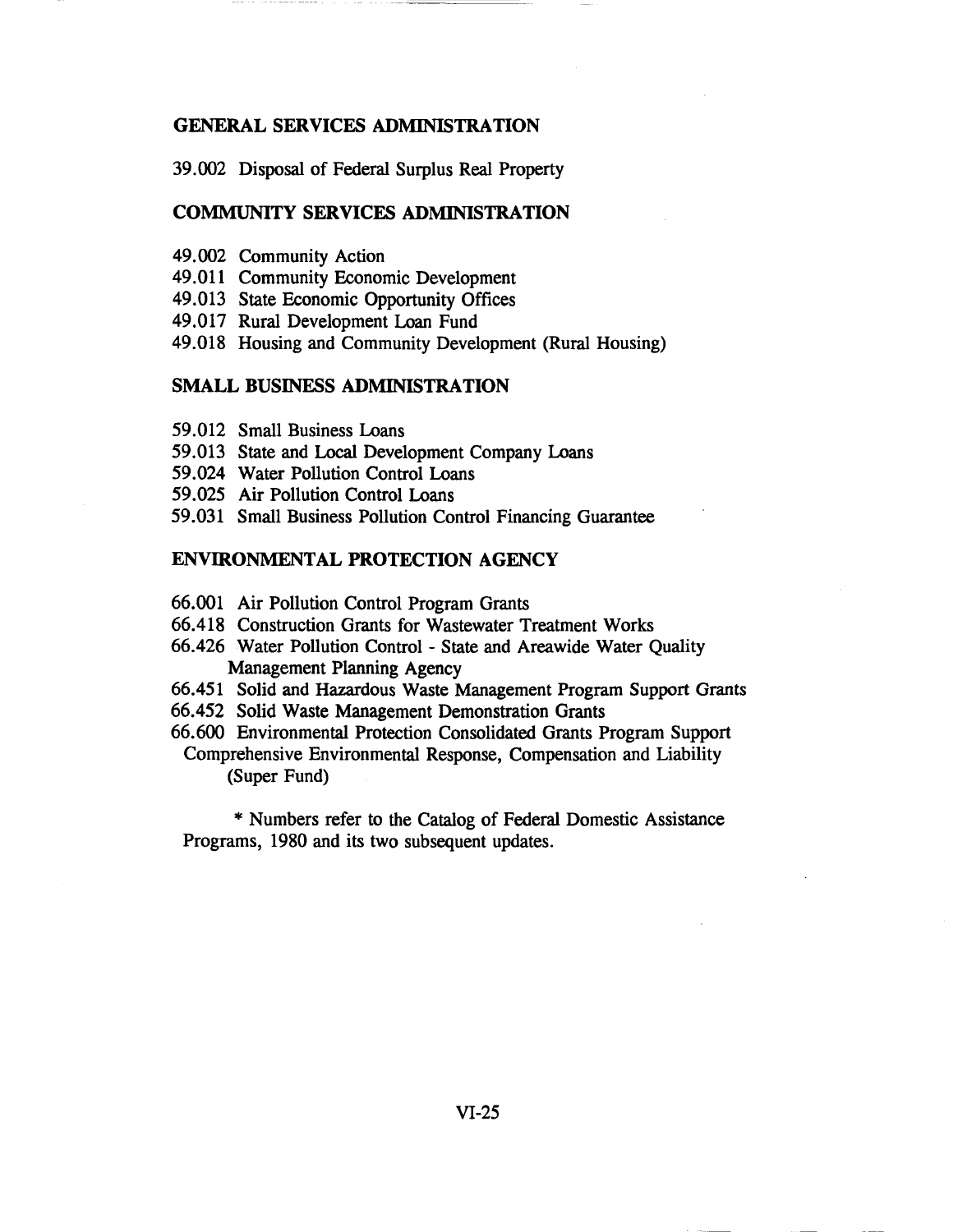**GENERAL SERVICES ADMINISTRATION**

39.002 Disposal of Federal Surplus Real Property

**COMMUNITY SERVICES ADMINISTRATION**

49.002 Community Action
49.011 Community Economic Development
49.013 State Economic Opportunity Offices
49.017 Rural Development Loan Fund
49.018 Housing and Community Development (Rural Housing)

**SMALL BUSINESS ADMINISTRATION**

59.012 Small Business Loans
59.013 State and Local Development Company Loans
59.024 Water Pollution Control Loans
59.025 Air Pollution Control Loans
59.031 Small Business Pollution Control Financing Guarantee

**ENVIRONMENTAL PROTECTION AGENCY**

66.001 Air Pollution Control Program Grants
66.418 Construction Grants for Wastewater Treatment Works
66.426 Water Pollution Control - State and Areawide Water Quality Management Planning Agency
66.451 Solid and Hazardous Waste Management Program Support Grants
66.452 Solid Waste Management Demonstration Grants
66.600 Environmental Protection Consolidated Grants Program Support
Comprehensive Environmental Response, Compensation and Liability (Super Fund)

* Numbers refer to the Catalog of Federal Domestic Assistance Programs, 1980 and its two subsequent updates.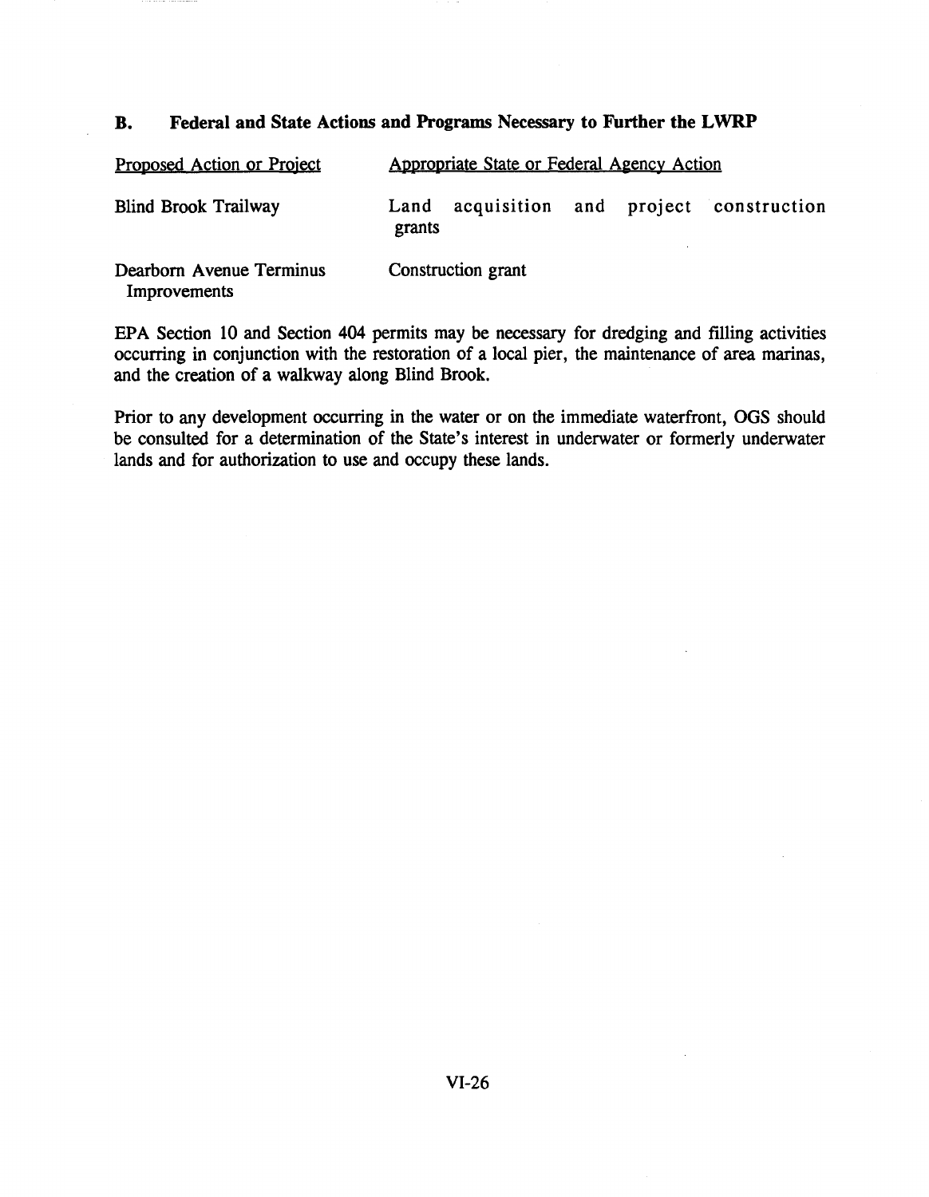## B. Federal and State Actions and Programs Necessary to Further the LWRP

| Proposed Action or Project | Appropriate State or Federal Agency Action |
|---|---|
| Blind Brook Trailway | Land acquisition and project construction grants |
| Dearborn Avenue Terminus Improvements | Construction grant |

EPA Section 10 and Section 404 permits may be necessary for dredging and filling activities occurring in conjunction with the restoration of a local pier, the maintenance of area marinas, and the creation of a walkway along Blind Brook.

Prior to any development occurring in the water or on the immediate waterfront, OGS should be consulted for a determination of the State's interest in underwater or formerly underwater lands and for authorization to use and occupy these lands.